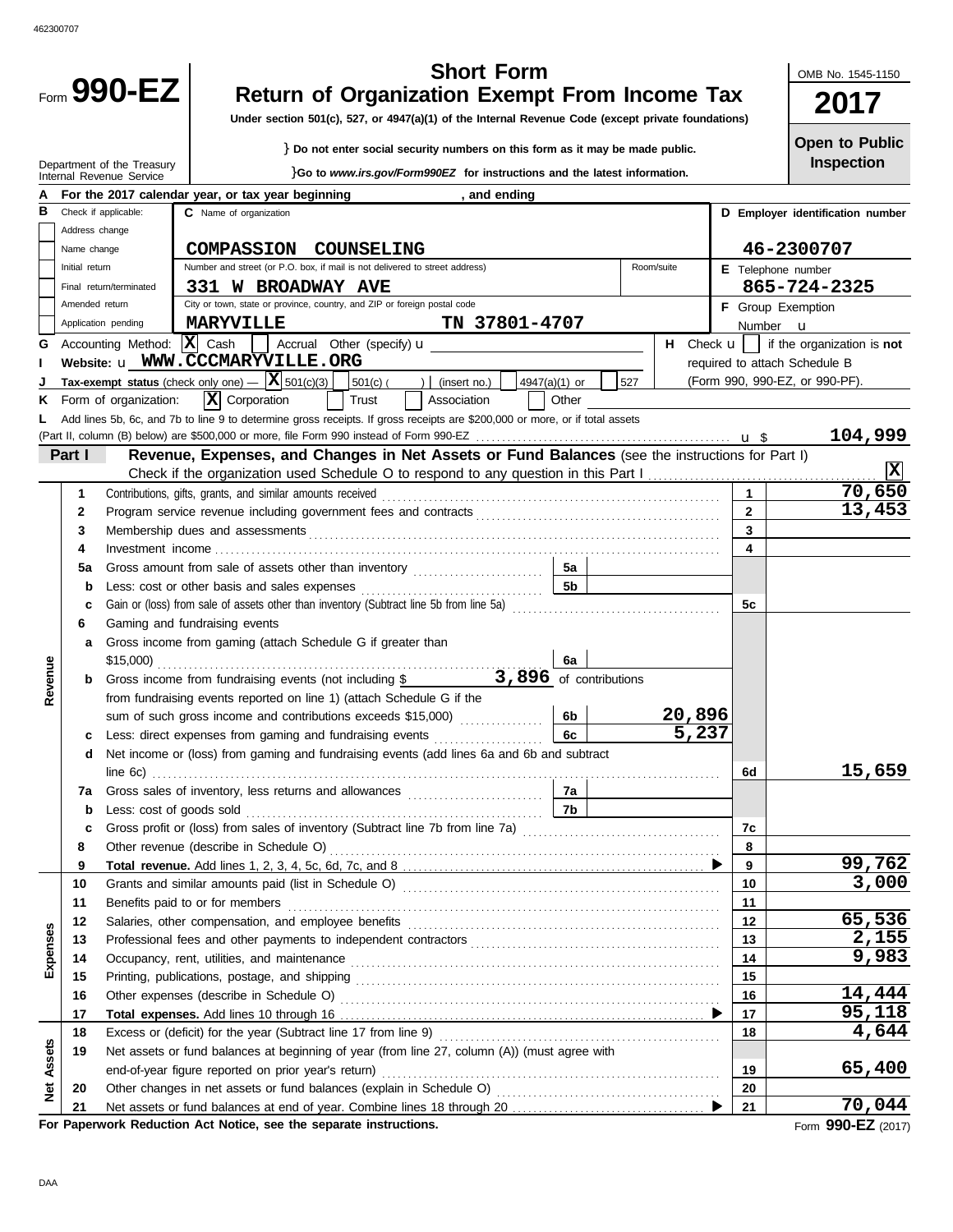# Form 990-EZ

## Short Form
## Return of Organization Exempt From Income Tax

**Under section 501(c), 527, or 4947(a)(1) of the Internal Revenue Code (except private foundations)**

} Do not enter social security numbers on this form as it may be made public.

}Go to *www.irs.gov/Form990EZ* for instructions and the latest information.

OMB No. 1545-1150

**2017**

**Open to Public Inspection**

Department of the Treasury
Internal Revenue Service

**A** For the 2017 calendar year, or tax year beginning , and ending

**B** Check if applicable:
- Address change
- Name change
- Initial return
- Final return/terminated
- Amended return
- Application pending

**C** Name of organization: **COMPASSION COUNSELING**

Number and street (or P.O. box, if mail is not delivered to street address): **331 W BROADWAY AVE** Room/suite

City or town, state or province, country, and ZIP or foreign postal code: **MARYVILLE TN 37801-4707**

**D** Employer identification number: **46-2300707**

**E** Telephone number: **865-724-2325**

**F** Group Exemption Number u

**G** Accounting Method: [X] Cash [ ] Accrual Other (specify) u

**H** Check u [ ] if the organization is **not** required to attach Schedule B (Form 990, 990-EZ, or 990-PF).

**I** Website: u **WWW.CCCMARYVILLE.ORG**

**J** Tax-exempt status (check only one) — [X] 501(c)(3) [ ] 501(c) ( ) (insert no.) [ ] 4947(a)(1) or [ ] 527

**K** Form of organization: [X] Corporation [ ] Trust [ ] Association [ ] Other

**L** Add lines 5b, 6c, and 7b to line 9 to determine gross receipts. If gross receipts are $200,000 or more, or if total assets (Part II, column (B) below) are $500,000 or more, file Form 990 instead of Form 990-EZ u $ **104,999**

**Part I** — **Revenue, Expenses, and Changes in Net Assets or Fund Balances** (see the instructions for Part I)

Check if the organization used Schedule O to respond to any question in this Part I [X]

| Section | Line | Description | Sub-line | Sub-amount | Line | Amount |
|---|---|---|---|---|---|---|
| Revenue | 1 | Contributions, gifts, grants, and similar amounts received | | | 1 | 70,650 |
| | 2 | Program service revenue including government fees and contracts | | | 2 | 13,453 |
| | 3 | Membership dues and assessments | | | 3 | |
| | 4 | Investment income | | | 4 | |
| | 5a | Gross amount from sale of assets other than inventory | 5a | | | |
| | b | Less: cost or other basis and sales expenses | 5b | | | |
| | c | Gain or (loss) from sale of assets other than inventory (Subtract line 5b from line 5a) | | | 5c | |
| | 6 | Gaming and fundraising events | | | | |
| | a | Gross income from gaming (attach Schedule G if greater than $15,000) | 6a | | | |
| | b | Gross income from fundraising events (not including $ 3,896 of contributions from fundraising events reported on line 1) (attach Schedule G if the sum of such gross income and contributions exceeds $15,000) | 6b | 20,896 | | |
| | c | Less: direct expenses from gaming and fundraising events | 6c | 5,237 | | |
| | d | Net income or (loss) from gaming and fundraising events (add lines 6a and 6b and subtract line 6c) | | | 6d | 15,659 |
| | 7a | Gross sales of inventory, less returns and allowances | 7a | | | |
| | b | Less: cost of goods sold | 7b | | | |
| | c | Gross profit or (loss) from sales of inventory (Subtract line 7b from line 7a) | | | 7c | |
| | 8 | Other revenue (describe in Schedule O) | | | 8 | |
| | 9 | **Total revenue.** Add lines 1, 2, 3, 4, 5c, 6d, 7c, and 8 | | | 9 | 99,762 |
| Expenses | 10 | Grants and similar amounts paid (list in Schedule O) | | | 10 | 3,000 |
| | 11 | Benefits paid to or for members | | | 11 | |
| | 12 | Salaries, other compensation, and employee benefits | | | 12 | 65,536 |
| | 13 | Professional fees and other payments to independent contractors | | | 13 | 2,155 |
| | 14 | Occupancy, rent, utilities, and maintenance | | | 14 | 9,983 |
| | 15 | Printing, publications, postage, and shipping | | | 15 | |
| | 16 | Other expenses (describe in Schedule O) | | | 16 | 14,444 |
| | 17 | **Total expenses.** Add lines 10 through 16 | | | 17 | 95,118 |
| Net Assets | 18 | Excess or (deficit) for the year (Subtract line 17 from line 9) | | | 18 | 4,644 |
| | 19 | Net assets or fund balances at beginning of year (from line 27, column (A)) (must agree with end-of-year figure reported on prior year's return) | | | 19 | 65,400 |
| | 20 | Other changes in net assets or fund balances (explain in Schedule O) | | | 20 | |
| | 21 | Net assets or fund balances at end of year. Combine lines 18 through 20 | | | 21 | 70,044 |

**For Paperwork Reduction Act Notice, see the separate instructions.**

Form **990-EZ** (2017)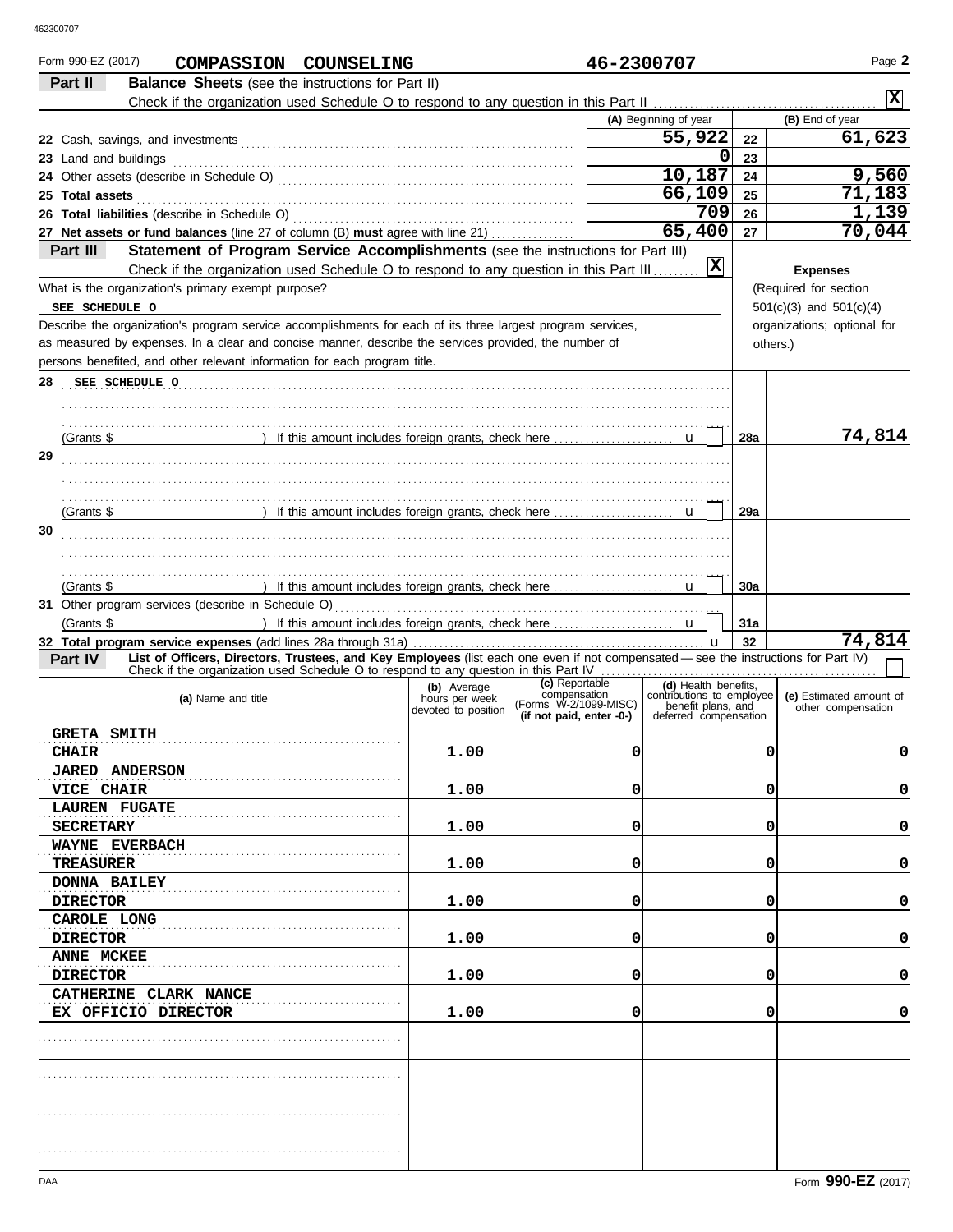462300707

Form 990-EZ (2017) **COMPASSION COUNSELING** 46-2300707

## Part II Balance Sheets (see the instructions for Part II)

Check if the organization used Schedule O to respond to any question in this Part II [X]

| | (A) Beginning of year | | (B) End of year |
|---|---|---|---|
| 22 Cash, savings, and investments | 55,922 | 22 | 61,623 |
| 23 Land and buildings | 0 | 23 | |
| 24 Other assets (describe in Schedule O) | 10,187 | 24 | 9,560 |
| 25 **Total assets** | 66,109 | 25 | 71,183 |
| 26 **Total liabilities** (describe in Schedule O) | 709 | 26 | 1,139 |
| 27 **Net assets or fund balances** (line 27 of column (B) **must** agree with line 21) | 65,400 | 27 | 70,044 |

## Part III Statement of Program Service Accomplishments (see the instructions for Part III)

Check if the organization used Schedule O to respond to any question in this Part III [X]

What is the organization's primary exempt purpose?
SEE SCHEDULE O

Describe the organization's program service accomplishments for each of its three largest program services, as measured by expenses. In a clear and concise manner, describe the services provided, the number of persons benefited, and other relevant information for each program title.

**Expenses** (Required for section 501(c)(3) and 501(c)(4) organizations; optional for others.)

| | | | |
|---|---|---|---|
| 28 SEE SCHEDULE O | (Grants $ ) If this amount includes foreign grants, check here [ ] | 28a | 74,814 |
| 29 | (Grants $ ) If this amount includes foreign grants, check here [ ] | 29a | |
| 30 | (Grants $ ) If this amount includes foreign grants, check here [ ] | 30a | |
| 31 Other program services (describe in Schedule O) | (Grants $ ) If this amount includes foreign grants, check here [ ] | 31a | |
| 32 **Total program service expenses** (add lines 28a through 31a) | | 32 | 74,814 |

## Part IV List of Officers, Directors, Trustees, and Key Employees (list each one even if not compensated — see the instructions for Part IV)

Check if the organization used Schedule O to respond to any question in this Part IV [ ]

| (a) Name and title | (b) Average hours per week devoted to position | (c) Reportable compensation (Forms W-2/1099-MISC) (if not paid, enter -0-) | (d) Health benefits, contributions to employee benefit plans, and deferred compensation | (e) Estimated amount of other compensation |
|---|---|---|---|---|
| GRETA SMITH<br>CHAIR | 1.00 | 0 | 0 | 0 |
| JARED ANDERSON<br>VICE CHAIR | 1.00 | 0 | 0 | 0 |
| LAUREN FUGATE<br>SECRETARY | 1.00 | 0 | 0 | 0 |
| WAYNE EVERBACH<br>TREASURER | 1.00 | 0 | 0 | 0 |
| DONNA BAILEY<br>DIRECTOR | 1.00 | 0 | 0 | 0 |
| CAROLE LONG<br>DIRECTOR | 1.00 | 0 | 0 | 0 |
| ANNE MCKEE<br>DIRECTOR | 1.00 | 0 | 0 | 0 |
| CATHERINE CLARK NANCE<br>EX OFFICIO DIRECTOR | 1.00 | 0 | 0 | 0 |

DAA Form **990-EZ** (2017)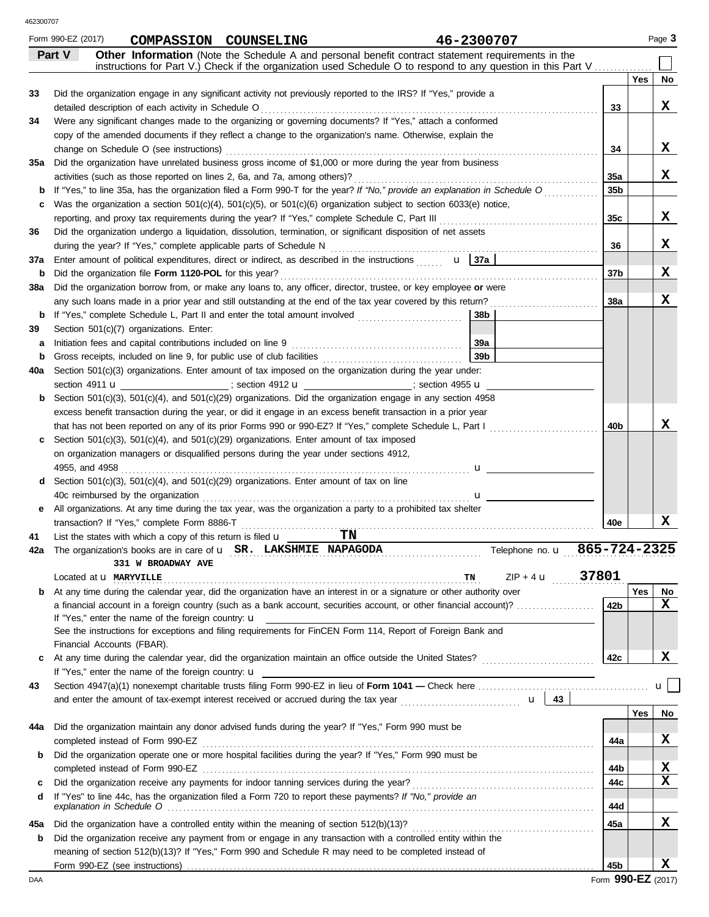Form 990-EZ (2017) **COMPASSION COUNSELING** **46-2300707**

**Part V** **Other Information** (Note the Schedule A and personal benefit contract statement requirements in the instructions for Part V.) Check if the organization used Schedule O to respond to any question in this Part V ☐

| | | | Yes | No |
|---|---|---|---|---|
| 33 | Did the organization engage in any significant activity not previously reported to the IRS? If "Yes," provide a detailed description of each activity in Schedule O | 33 | | X |
| 34 | Were any significant changes made to the organizing or governing documents? If "Yes," attach a conformed copy of the amended documents if they reflect a change to the organization's name. Otherwise, explain the change on Schedule O (see instructions) | 34 | | X |
| 35a | Did the organization have unrelated business gross income of $1,000 or more during the year from business activities (such as those reported on lines 2, 6a, and 7a, among others)? | 35a | | X |
| b | If "Yes," to line 35a, has the organization filed a Form 990-T for the year? *If "No," provide an explanation in Schedule O* | 35b | | |
| c | Was the organization a section 501(c)(4), 501(c)(5), or 501(c)(6) organization subject to section 6033(e) notice, reporting, and proxy tax requirements during the year? If "Yes," complete Schedule C, Part III | 35c | | X |
| 36 | Did the organization undergo a liquidation, dissolution, termination, or significant disposition of net assets during the year? If "Yes," complete applicable parts of Schedule N | 36 | | X |
| 37a | Enter amount of political expenditures, direct or indirect, as described in the instructions **37a** | | | |
| b | Did the organization file **Form 1120-POL** for this year? | 37b | | X |
| 38a | Did the organization borrow from, or make any loans to, any officer, director, trustee, or key employee **or** were any such loans made in a prior year and still outstanding at the end of the tax year covered by this return? | 38a | | X |
| b | If "Yes," complete Schedule L, Part II and enter the total amount involved **38b** | | | |
| 39 | Section 501(c)(7) organizations. Enter: | | | |
| a | Initiation fees and capital contributions included on line 9 **39a** | | | |
| b | Gross receipts, included on line 9, for public use of club facilities **39b** | | | |
| 40a | Section 501(c)(3) organizations. Enter amount of tax imposed on the organization during the year under: section 4911 ______ ; section 4912 ______ ; section 4955 ______ | | | |
| b | Section 501(c)(3), 501(c)(4), and 501(c)(29) organizations. Did the organization engage in any section 4958 excess benefit transaction during the year, or did it engage in an excess benefit transaction in a prior year that has not been reported on any of its prior Forms 990 or 990-EZ? If "Yes," complete Schedule L, Part I | 40b | | X |
| c | Section 501(c)(3), 501(c)(4), and 501(c)(29) organizations. Enter amount of tax imposed on organization managers or disqualified persons during the year under sections 4912, 4955, and 4958 | | | |
| d | Section 501(c)(3), 501(c)(4), and 501(c)(29) organizations. Enter amount of tax on line 40c reimbursed by the organization | | | |
| e | All organizations. At any time during the tax year, was the organization a party to a prohibited tax shelter transaction? If "Yes," complete Form 8886-T | 40e | | X |

41 List the states with which a copy of this return is filed **TN**

42a The organization's books are in care of **SR. LAKSHMIE NAPAGODA** Telephone no. **865-724-2325**
**331 W BROADWAY AVE**
Located at **MARYVILLE** **TN** ZIP + 4 **37801**

| | | | Yes | No |
|---|---|---|---|---|
| b | At any time during the calendar year, did the organization have an interest in or a signature or other authority over a financial account in a foreign country (such as a bank account, securities account, or other financial account)? If "Yes," enter the name of the foreign country: See the instructions for exceptions and filing requirements for FinCEN Form 114, Report of Foreign Bank and Financial Accounts (FBAR). | 42b | | X |
| c | At any time during the calendar year, did the organization maintain an office outside the United States? If "Yes," enter the name of the foreign country: | 42c | | X |

43 Section 4947(a)(1) nonexempt charitable trusts filing Form 990-EZ in lieu of **Form 1041 —** Check here ☐ and enter the amount of tax-exempt interest received or accrued during the tax year **43**

| | | | Yes | No |
|---|---|---|---|---|
| 44a | Did the organization maintain any donor advised funds during the year? If "Yes," Form 990 must be completed instead of Form 990-EZ | 44a | | X |
| b | Did the organization operate one or more hospital facilities during the year? If "Yes," Form 990 must be completed instead of Form 990-EZ | 44b | | X |
| c | Did the organization receive any payments for indoor tanning services during the year? | 44c | | X |
| d | If "Yes" to line 44c, has the organization filed a Form 720 to report these payments? *If "No," provide an explanation in Schedule O* | 44d | | |
| 45a | Did the organization have a controlled entity within the meaning of section 512(b)(13)? | 45a | | X |
| b | Did the organization receive any payment from or engage in any transaction with a controlled entity within the meaning of section 512(b)(13)? If "Yes," Form 990 and Schedule R may need to be completed instead of Form 990-EZ (see instructions) | 45b | | X |

Form **990-EZ** (2017)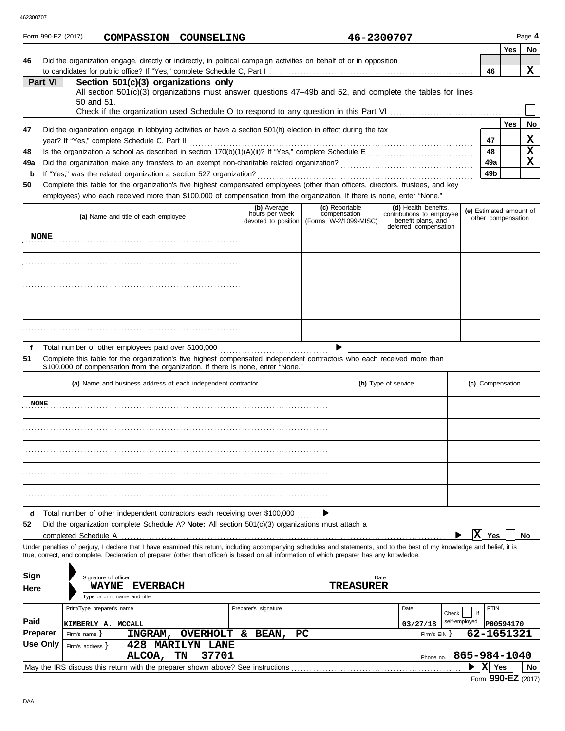Form 990-EZ (2017) **COMPASSION COUNSELING** **46-2300707**

| | | | Yes | No |
|---|---|---|---|---|
| 46 | Did the organization engage, directly or indirectly, in political campaign activities on behalf of or in opposition to candidates for public office? If "Yes," complete Schedule C, Part I | 46 | | X |

## Part VI — Section 501(c)(3) organizations only

All section 501(c)(3) organizations must answer questions 47–49b and 52, and complete the tables for lines 50 and 51.

Check if the organization used Schedule O to respond to any question in this Part VI ☐

| | | | Yes | No |
|---|---|---|---|---|
| 47 | Did the organization engage in lobbying activities or have a section 501(h) election in effect during the tax year? If "Yes," complete Schedule C, Part II | 47 | | X |
| 48 | Is the organization a school as described in section 170(b)(1)(A)(ii)? If "Yes," complete Schedule E | 48 | | X |
| 49a | Did the organization make any transfers to an exempt non-charitable related organization? | 49a | | X |
| b | If "Yes," was the related organization a section 527 organization? | 49b | | |

**50** Complete this table for the organization's five highest compensated employees (other than officers, directors, trustees, and key employees) who each received more than $100,000 of compensation from the organization. If there is none, enter "None."

| (a) Name and title of each employee | (b) Average hours per week devoted to position | (c) Reportable compensation (Forms W-2/1099-MISC) | (d) Health benefits, contributions to employee benefit plans, and deferred compensation | (e) Estimated amount of other compensation |
|---|---|---|---|---|
| NONE | | | | |
| | | | | |
| | | | | |
| | | | | |
| | | | | |

**f** Total number of other employees paid over $100,000 ▶

**51** Complete this table for the organization's five highest compensated independent contractors who each received more than $100,000 of compensation from the organization. If there is none, enter "None."

| (a) Name and business address of each independent contractor | (b) Type of service | (c) Compensation |
|---|---|---|
| NONE | | |
| | | |
| | | |
| | | |
| | | |

**d** Total number of other independent contractors each receiving over $100,000 ▶

**52** Did the organization complete Schedule A? **Note:** All section 501(c)(3) organizations must attach a completed Schedule A ▶ ☒ Yes ☐ No

Under penalties of perjury, I declare that I have examined this return, including accompanying schedules and statements, and to the best of my knowledge and belief, it is true, correct, and complete. Declaration of preparer (other than officer) is based on all information of which preparer has any knowledge.

**Sign Here**

Signature of officer — Date

WAYNE EVERBACH — TREASURER

Type or print name and title

**Paid Preparer Use Only**

| Print/Type preparer's name | Preparer's signature | Date | Check ☐ if self-employed | PTIN |
|---|---|---|---|---|
| KIMBERLY A. MCCALL | | 03/27/18 | | P00594170 |

Firm's name } INGRAM, OVERHOLT & BEAN, PC — Firm's EIN } 62-1651321

Firm's address } 428 MARILYN LANE ALCOA, TN 37701 — Phone no. 865-984-1040

May the IRS discuss this return with the preparer shown above? See instructions ▶ ☒ Yes ☐ No

Form **990-EZ** (2017)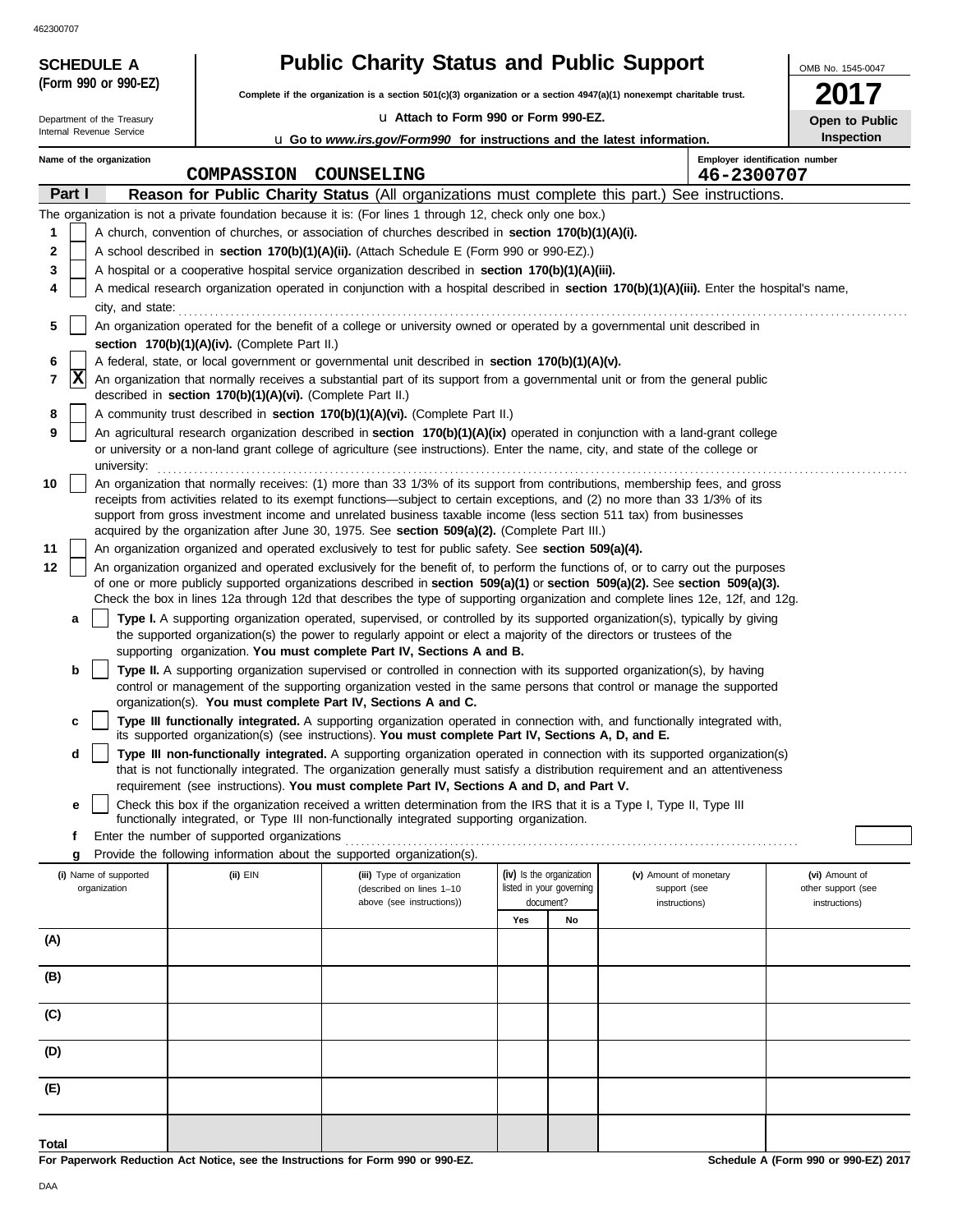462300707

**SCHEDULE A**
**(Form 990 or 990-EZ)**

Department of the Treasury
Internal Revenue Service

# Public Charity Status and Public Support

**Complete if the organization is a section 501(c)(3) organization or a section 4947(a)(1) nonexempt charitable trust.**

u **Attach to Form 990 or Form 990-EZ.**

u **Go to *www.irs.gov/Form990* for instructions and the latest information.**

OMB No. 1545-0047

**2017**

**Open to Public Inspection**

Name of the organization: COMPASSION COUNSELING

Employer identification number: 46-2300707

## Part I — Reason for Public Charity Status (All organizations must complete this part.) See instructions.

The organization is not a private foundation because it is: (For lines 1 through 12, check only one box.)

1. [ ] A church, convention of churches, or association of churches described in **section 170(b)(1)(A)(i).**
2. [ ] A school described in **section 170(b)(1)(A)(ii).** (Attach Schedule E (Form 990 or 990-EZ).)
3. [ ] A hospital or a cooperative hospital service organization described in **section 170(b)(1)(A)(iii).**
4. [ ] A medical research organization operated in conjunction with a hospital described in **section 170(b)(1)(A)(iii).** Enter the hospital's name, city, and state: ..........
5. [ ] An organization operated for the benefit of a college or university owned or operated by a governmental unit described in **section 170(b)(1)(A)(iv).** (Complete Part II.)
6. [ ] A federal, state, or local government or governmental unit described in **section 170(b)(1)(A)(v).**
7. [X] An organization that normally receives a substantial part of its support from a governmental unit or from the general public described in **section 170(b)(1)(A)(vi).** (Complete Part II.)
8. [ ] A community trust described in **section 170(b)(1)(A)(vi).** (Complete Part II.)
9. [ ] An agricultural research organization described in **section 170(b)(1)(A)(ix)** operated in conjunction with a land-grant college or university or a non-land grant college of agriculture (see instructions). Enter the name, city, and state of the college or university: ..........
10. [ ] An organization that normally receives: (1) more than 33 1/3% of its support from contributions, membership fees, and gross receipts from activities related to its exempt functions—subject to certain exceptions, and (2) no more than 33 1/3% of its support from gross investment income and unrelated business taxable income (less section 511 tax) from businesses acquired by the organization after June 30, 1975. See **section 509(a)(2).** (Complete Part III.)
11. [ ] An organization organized and operated exclusively to test for public safety. See **section 509(a)(4).**
12. [ ] An organization organized and operated exclusively for the benefit of, to perform the functions of, or to carry out the purposes of one or more publicly supported organizations described in **section 509(a)(1)** or **section 509(a)(2).** See **section 509(a)(3).** Check the box in lines 12a through 12d that describes the type of supporting organization and complete lines 12e, 12f, and 12g.
   - **a** [ ] **Type I.** A supporting organization operated, supervised, or controlled by its supported organization(s), typically by giving the supported organization(s) the power to regularly appoint or elect a majority of the directors or trustees of the supporting organization. **You must complete Part IV, Sections A and B.**
   - **b** [ ] **Type II.** A supporting organization supervised or controlled in connection with its supported organization(s), by having control or management of the supporting organization vested in the same persons that control or manage the supported organization(s). **You must complete Part IV, Sections A and C.**
   - **c** [ ] **Type III functionally integrated.** A supporting organization operated in connection with, and functionally integrated with, its supported organization(s) (see instructions). **You must complete Part IV, Sections A, D, and E.**
   - **d** [ ] **Type III non-functionally integrated.** A supporting organization operated in connection with its supported organization(s) that is not functionally integrated. The organization generally must satisfy a distribution requirement and an attentiveness requirement (see instructions). **You must complete Part IV, Sections A and D, and Part V.**
   - **e** [ ] Check this box if the organization received a written determination from the IRS that it is a Type I, Type II, Type III functionally integrated, or Type III non-functionally integrated supporting organization.
   - **f** Enter the number of supported organizations ..........
   - **g** Provide the following information about the supported organization(s).

| (i) Name of supported organization | (ii) EIN | (iii) Type of organization (described on lines 1–10 above (see instructions)) | (iv) Is the organization listed in your governing document? | | (v) Amount of monetary support (see instructions) | (vi) Amount of other support (see instructions) |
|---|---|---|---|---|---|---|
| | | | Yes | No | | |
| (A) | | | | | | |
| (B) | | | | | | |
| (C) | | | | | | |
| (D) | | | | | | |
| (E) | | | | | | |
| Total | | | | | | |

**For Paperwork Reduction Act Notice, see the Instructions for Form 990 or 990-EZ.**

**Schedule A (Form 990 or 990-EZ) 2017**

DAA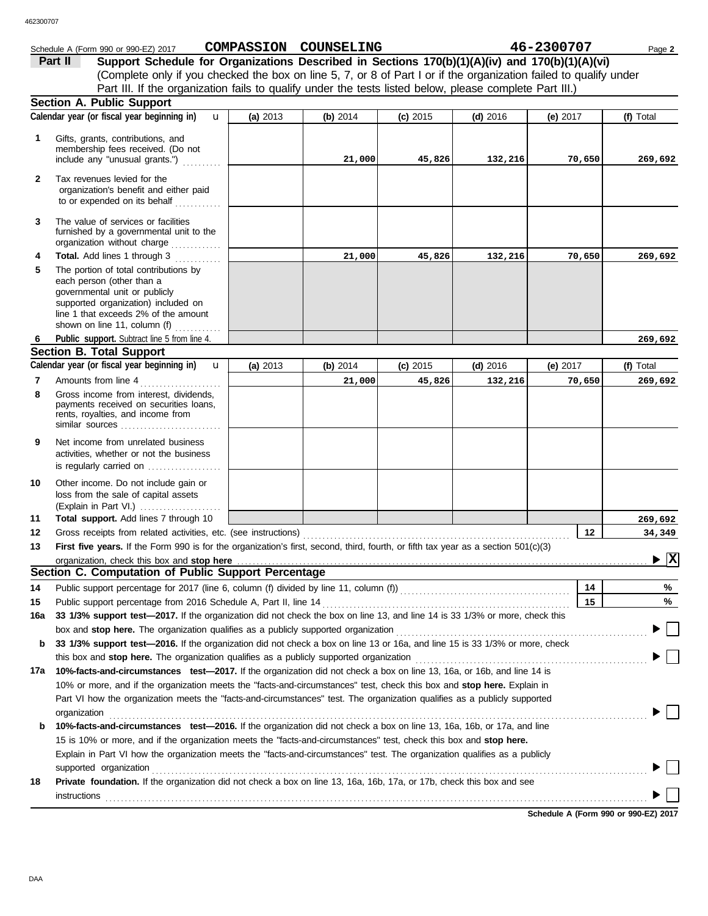Schedule A (Form 990 or 990-EZ) 2017 **COMPASSION COUNSELING** **46-2300707** Page **2**

## Part II Support Schedule for Organizations Described in Sections 170(b)(1)(A)(iv) and 170(b)(1)(A)(vi)

(Complete only if you checked the box on line 5, 7, or 8 of Part I or if the organization failed to qualify under Part III. If the organization fails to qualify under the tests listed below, please complete Part III.)

### Section A. Public Support

| Calendar year (or fiscal year beginning in) | (a) 2013 | (b) 2014 | (c) 2015 | (d) 2016 | (e) 2017 | (f) Total |
|---|---|---|---|---|---|---|
| **1** Gifts, grants, contributions, and membership fees received. (Do not include any "unusual grants.") | | 21,000 | 45,826 | 132,216 | 70,650 | 269,692 |
| **2** Tax revenues levied for the organization's benefit and either paid to or expended on its behalf | | | | | | |
| **3** The value of services or facilities furnished by a governmental unit to the organization without charge | | | | | | |
| **4** **Total.** Add lines 1 through 3 | | 21,000 | 45,826 | 132,216 | 70,650 | 269,692 |
| **5** The portion of total contributions by each person (other than a governmental unit or publicly supported organization) included on line 1 that exceeds 2% of the amount shown on line 11, column (f) | | | | | | |
| **6** **Public support.** Subtract line 5 from line 4. | | | | | | 269,692 |

### Section B. Total Support

| Calendar year (or fiscal year beginning in) | (a) 2013 | (b) 2014 | (c) 2015 | (d) 2016 | (e) 2017 | (f) Total |
|---|---|---|---|---|---|---|
| **7** Amounts from line 4 | | 21,000 | 45,826 | 132,216 | 70,650 | 269,692 |
| **8** Gross income from interest, dividends, payments received on securities loans, rents, royalties, and income from similar sources | | | | | | |
| **9** Net income from unrelated business activities, whether or not the business is regularly carried on | | | | | | |
| **10** Other income. Do not include gain or loss from the sale of capital assets (Explain in Part VI.) | | | | | | |
| **11** **Total support.** Add lines 7 through 10 | | | | | | 269,692 |

**12** Gross receipts from related activities, etc. (see instructions) — **12** — 34,349

**13** **First five years.** If the Form 990 is for the organization's first, second, third, fourth, or fifth tax year as a section 501(c)(3) organization, check this box and **stop here** ▶ [X]

### Section C. Computation of Public Support Percentage

**14** Public support percentage for 2017 (line 6, column (f) divided by line 11, column (f)) — **14** — %

**15** Public support percentage from 2016 Schedule A, Part II, line 14 — **15** — %

**16a** **33 1/3% support test—2017.** If the organization did not check the box on line 13, and line 14 is 33 1/3% or more, check this box and **stop here.** The organization qualifies as a publicly supported organization ▶ [ ]

**b** **33 1/3% support test—2016.** If the organization did not check a box on line 13 or 16a, and line 15 is 33 1/3% or more, check this box and **stop here.** The organization qualifies as a publicly supported organization ▶ [ ]

**17a** **10%-facts-and-circumstances test—2017.** If the organization did not check a box on line 13, 16a, or 16b, and line 14 is 10% or more, and if the organization meets the "facts-and-circumstances" test, check this box and **stop here.** Explain in Part VI how the organization meets the "facts-and-circumstances" test. The organization qualifies as a publicly supported organization ▶ [ ]

**b** **10%-facts-and-circumstances test—2016.** If the organization did not check a box on line 13, 16a, 16b, or 17a, and line 15 is 10% or more, and if the organization meets the "facts-and-circumstances" test, check this box and **stop here.** Explain in Part VI how the organization meets the "facts-and-circumstances" test. The organization qualifies as a publicly supported organization ▶ [ ]

**18** **Private foundation.** If the organization did not check a box on line 13, 16a, 16b, 17a, or 17b, check this box and see instructions ▶ [ ]

**Schedule A (Form 990 or 990-EZ) 2017**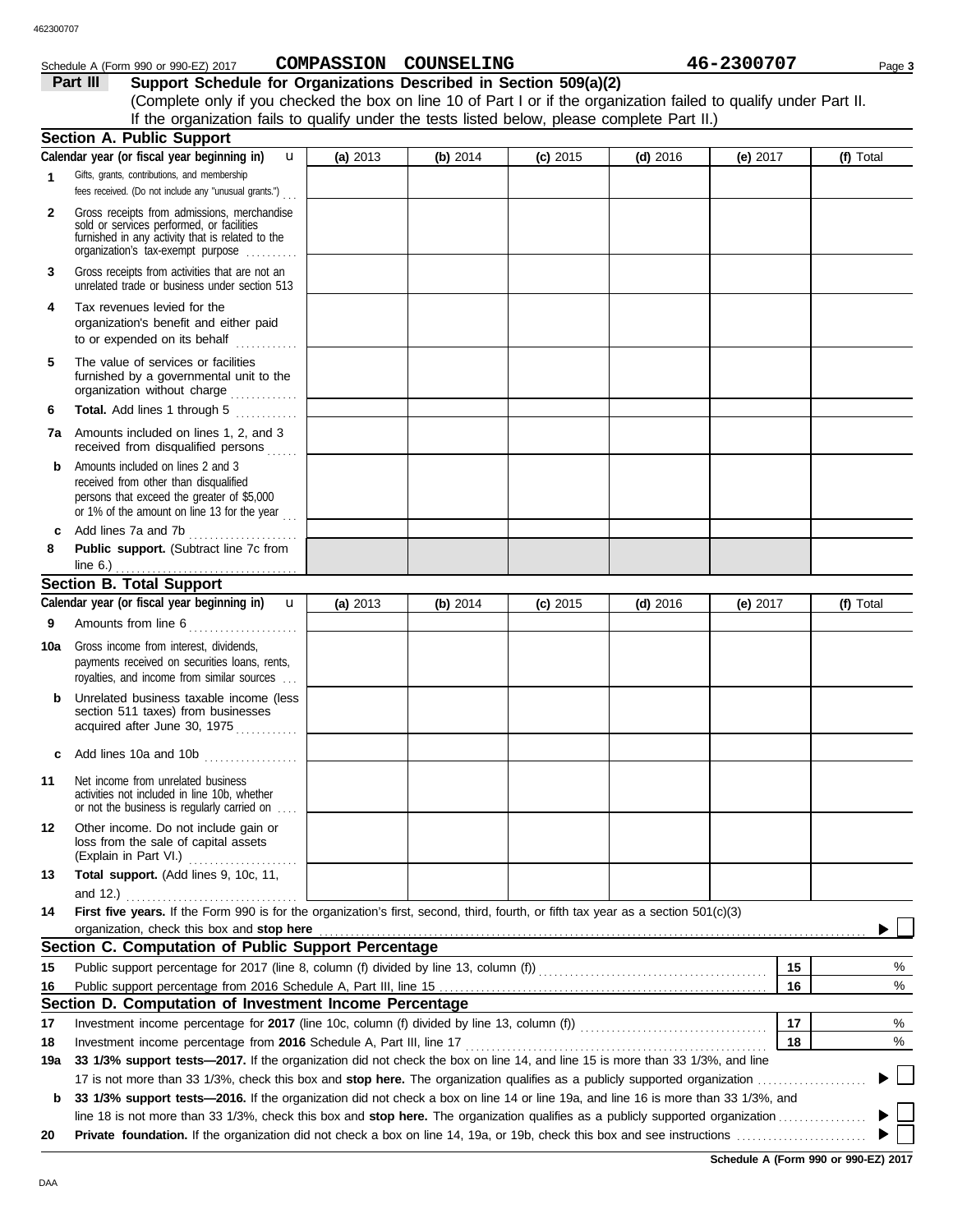Schedule A (Form 990 or 990-EZ) 2017 **COMPASSION COUNSELING** **46-2300707**

**Part III** **Support Schedule for Organizations Described in Section 509(a)(2)**
(Complete only if you checked the box on line 10 of Part I or if the organization failed to qualify under Part II. If the organization fails to qualify under the tests listed below, please complete Part II.)

### Section A. Public Support

| Calendar year (or fiscal year beginning in) | (a) 2013 | (b) 2014 | (c) 2015 | (d) 2016 | (e) 2017 | (f) Total |
|---|---|---|---|---|---|---|
| **1** Gifts, grants, contributions, and membership fees received. (Do not include any "unusual grants.") | | | | | | |
| **2** Gross receipts from admissions, merchandise sold or services performed, or facilities furnished in any activity that is related to the organization's tax-exempt purpose | | | | | | |
| **3** Gross receipts from activities that are not an unrelated trade or business under section 513 | | | | | | |
| **4** Tax revenues levied for the organization's benefit and either paid to or expended on its behalf | | | | | | |
| **5** The value of services or facilities furnished by a governmental unit to the organization without charge | | | | | | |
| **6** **Total.** Add lines 1 through 5 | | | | | | |
| **7a** Amounts included on lines 1, 2, and 3 received from disqualified persons | | | | | | |
| **b** Amounts included on lines 2 and 3 received from other than disqualified persons that exceed the greater of $5,000 or 1% of the amount on line 13 for the year | | | | | | |
| **c** Add lines 7a and 7b | | | | | | |
| **8** **Public support.** (Subtract line 7c from line 6.) | | | | | | |

### Section B. Total Support

| Calendar year (or fiscal year beginning in) | (a) 2013 | (b) 2014 | (c) 2015 | (d) 2016 | (e) 2017 | (f) Total |
|---|---|---|---|---|---|---|
| **9** Amounts from line 6 | | | | | | |
| **10a** Gross income from interest, dividends, payments received on securities loans, rents, royalties, and income from similar sources | | | | | | |
| **b** Unrelated business taxable income (less section 511 taxes) from businesses acquired after June 30, 1975 | | | | | | |
| **c** Add lines 10a and 10b | | | | | | |
| **11** Net income from unrelated business activities not included in line 10b, whether or not the business is regularly carried on | | | | | | |
| **12** Other income. Do not include gain or loss from the sale of capital assets (Explain in Part VI.) | | | | | | |
| **13** **Total support.** (Add lines 9, 10c, 11, and 12.) | | | | | | |

**14** **First five years.** If the Form 990 is for the organization's first, second, third, fourth, or fifth tax year as a section 501(c)(3) organization, check this box and **stop here** ☐

### Section C. Computation of Public Support Percentage

| | | | |
|---|---|---|---|
| **15** | Public support percentage for 2017 (line 8, column (f) divided by line 13, column (f)) | 15 | % |
| **16** | Public support percentage from 2016 Schedule A, Part III, line 15 | 16 | % |

### Section D. Computation of Investment Income Percentage

| | | | |
|---|---|---|---|
| **17** | Investment income percentage for **2017** (line 10c, column (f) divided by line 13, column (f)) | 17 | % |
| **18** | Investment income percentage from **2016** Schedule A, Part III, line 17 | 18 | % |

**19a** **33 1/3% support tests—2017.** If the organization did not check the box on line 14, and line 15 is more than 33 1/3%, and line 17 is not more than 33 1/3%, check this box and **stop here.** The organization qualifies as a publicly supported organization ☐

**b** **33 1/3% support tests—2016.** If the organization did not check a box on line 14 or line 19a, and line 16 is more than 33 1/3%, and line 18 is not more than 33 1/3%, check this box and **stop here.** The organization qualifies as a publicly supported organization ☐

**20** **Private foundation.** If the organization did not check a box on line 14, 19a, or 19b, check this box and see instructions ☐

**Schedule A (Form 990 or 990-EZ) 2017**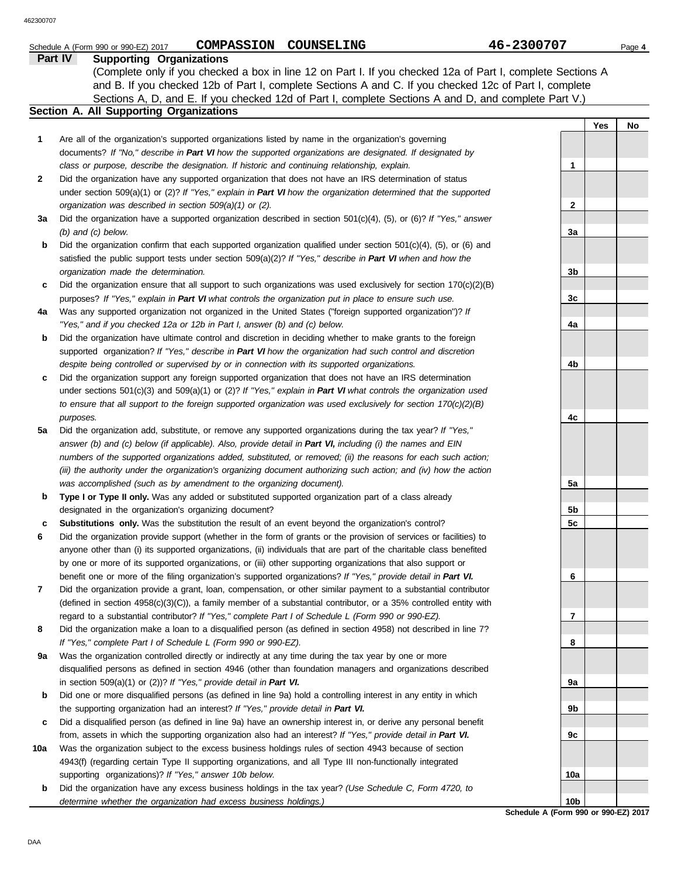Schedule A (Form 990 or 990-EZ) 2017 **COMPASSION COUNSELING** **46-2300707**

## Part IV Supporting Organizations

(Complete only if you checked a box in line 12 on Part I. If you checked 12a of Part I, complete Sections A and B. If you checked 12b of Part I, complete Sections A and C. If you checked 12c of Part I, complete Sections A, D, and E. If you checked 12d of Part I, complete Sections A and D, and complete Part V.)

### Section A. All Supporting Organizations

| | | Line | Yes | No |
|---|---|---|---|---|
| **1** | Are all of the organization's supported organizations listed by name in the organization's governing documents? *If "No," describe in **Part VI** how the supported organizations are designated. If designated by class or purpose, describe the designation. If historic and continuing relationship, explain.* | 1 | | |
| **2** | Did the organization have any supported organization that does not have an IRS determination of status under section 509(a)(1) or (2)? *If "Yes," explain in **Part VI** how the organization determined that the supported organization was described in section 509(a)(1) or (2).* | 2 | | |
| **3a** | Did the organization have a supported organization described in section 501(c)(4), (5), or (6)? *If "Yes," answer (b) and (c) below.* | 3a | | |
| **b** | Did the organization confirm that each supported organization qualified under section 501(c)(4), (5), or (6) and satisfied the public support tests under section 509(a)(2)? *If "Yes," describe in **Part VI** when and how the organization made the determination.* | 3b | | |
| **c** | Did the organization ensure that all support to such organizations was used exclusively for section 170(c)(2)(B) purposes? *If "Yes," explain in **Part VI** what controls the organization put in place to ensure such use.* | 3c | | |
| **4a** | Was any supported organization not organized in the United States ("foreign supported organization")? *If "Yes," and if you checked 12a or 12b in Part I, answer (b) and (c) below.* | 4a | | |
| **b** | Did the organization have ultimate control and discretion in deciding whether to make grants to the foreign supported organization? *If "Yes," describe in **Part VI** how the organization had such control and discretion despite being controlled or supervised by or in connection with its supported organizations.* | 4b | | |
| **c** | Did the organization support any foreign supported organization that does not have an IRS determination under sections 501(c)(3) and 509(a)(1) or (2)? *If "Yes," explain in **Part VI** what controls the organization used to ensure that all support to the foreign supported organization was used exclusively for section 170(c)(2)(B) purposes.* | 4c | | |
| **5a** | Did the organization add, substitute, or remove any supported organizations during the tax year? *If "Yes," answer (b) and (c) below (if applicable). Also, provide detail in **Part VI,** including (i) the names and EIN numbers of the supported organizations added, substituted, or removed; (ii) the reasons for each such action; (iii) the authority under the organization's organizing document authorizing such action; and (iv) how the action was accomplished (such as by amendment to the organizing document).* | 5a | | |
| **b** | **Type I or Type II only.** Was any added or substituted supported organization part of a class already designated in the organization's organizing document? | 5b | | |
| **c** | **Substitutions only.** Was the substitution the result of an event beyond the organization's control? | 5c | | |
| **6** | Did the organization provide support (whether in the form of grants or the provision of services or facilities) to anyone other than (i) its supported organizations, (ii) individuals that are part of the charitable class benefited by one or more of its supported organizations, or (iii) other supporting organizations that also support or benefit one or more of the filing organization's supported organizations? *If "Yes," provide detail in **Part VI.*** | 6 | | |
| **7** | Did the organization provide a grant, loan, compensation, or other similar payment to a substantial contributor (defined in section 4958(c)(3)(C)), a family member of a substantial contributor, or a 35% controlled entity with regard to a substantial contributor? *If "Yes," complete Part I of Schedule L (Form 990 or 990-EZ).* | 7 | | |
| **8** | Did the organization make a loan to a disqualified person (as defined in section 4958) not described in line 7? *If "Yes," complete Part I of Schedule L (Form 990 or 990-EZ).* | 8 | | |
| **9a** | Was the organization controlled directly or indirectly at any time during the tax year by one or more disqualified persons as defined in section 4946 (other than foundation managers and organizations described in section 509(a)(1) or (2))? *If "Yes," provide detail in **Part VI.*** | 9a | | |
| **b** | Did one or more disqualified persons (as defined in line 9a) hold a controlling interest in any entity in which the supporting organization had an interest? *If "Yes," provide detail in **Part VI.*** | 9b | | |
| **c** | Did a disqualified person (as defined in line 9a) have an ownership interest in, or derive any personal benefit from, assets in which the supporting organization also had an interest? *If "Yes," provide detail in **Part VI.*** | 9c | | |
| **10a** | Was the organization subject to the excess business holdings rules of section 4943 because of section 4943(f) (regarding certain Type II supporting organizations, and all Type III non-functionally integrated supporting organizations)? *If "Yes," answer 10b below.* | 10a | | |
| **b** | Did the organization have any excess business holdings in the tax year? *(Use Schedule C, Form 4720, to determine whether the organization had excess business holdings.)* | 10b | | |

**Schedule A (Form 990 or 990-EZ) 2017**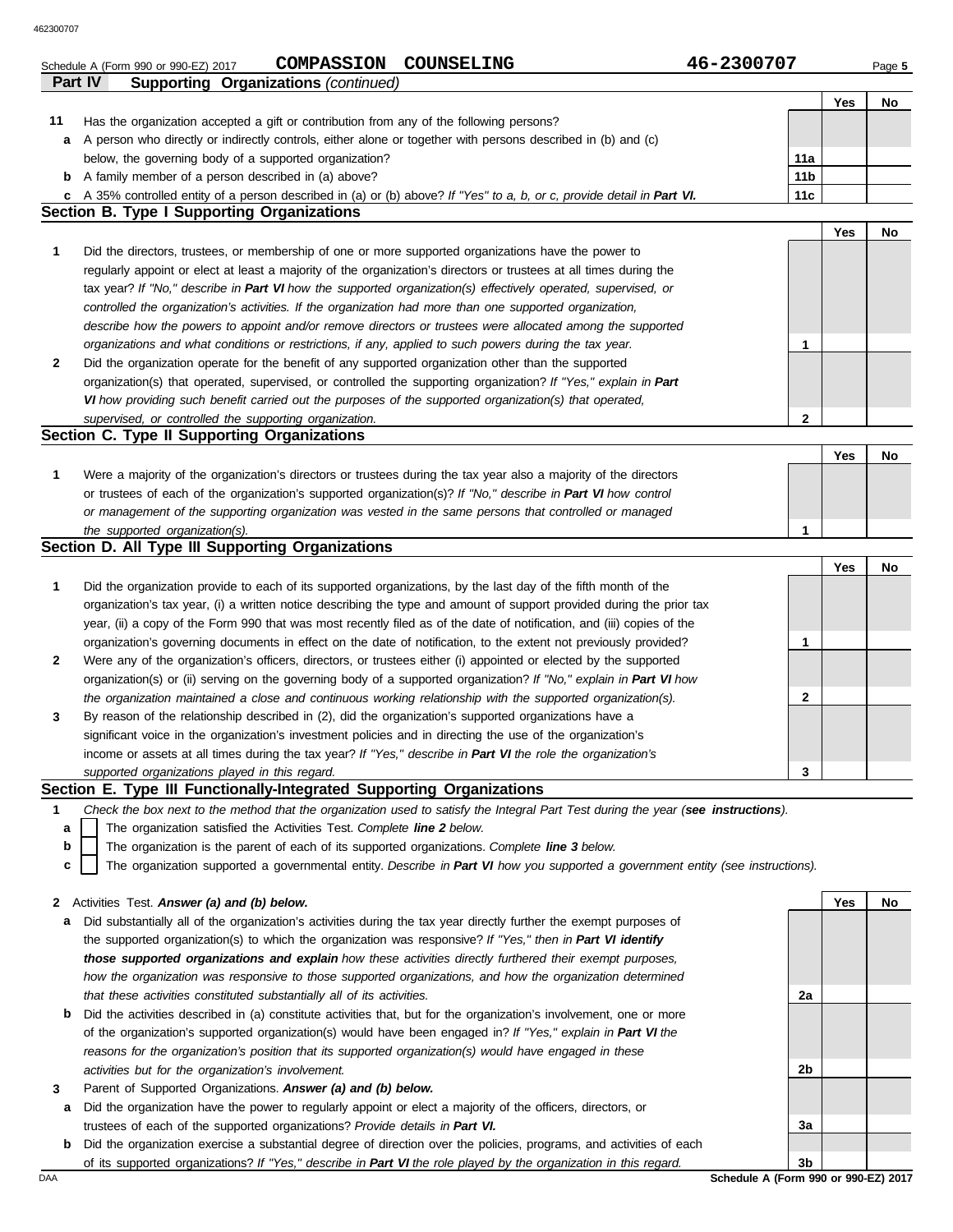Schedule A (Form 990 or 990-EZ) 2017 **COMPASSION COUNSELING** **46-2300707** Page **5**

## Part IV Supporting Organizations *(continued)*

| | | | Yes | No |
|---|---|---|---|---|
| **11** | Has the organization accepted a gift or contribution from any of the following persons? | | | |
| **a** | A person who directly or indirectly controls, either alone or together with persons described in (b) and (c) below, the governing body of a supported organization? | **11a** | | |
| **b** | A family member of a person described in (a) above? | **11b** | | |
| **c** | A 35% controlled entity of a person described in (a) or (b) above? *If "Yes" to a, b, or c, provide detail in* ***Part VI.*** | **11c** | | |

### Section B. Type I Supporting Organizations

| | | | Yes | No |
|---|---|---|---|---|
| **1** | Did the directors, trustees, or membership of one or more supported organizations have the power to regularly appoint or elect at least a majority of the organization's directors or trustees at all times during the tax year? *If "No," describe in* ***Part VI*** *how the supported organization(s) effectively operated, supervised, or controlled the organization's activities. If the organization had more than one supported organization, describe how the powers to appoint and/or remove directors or trustees were allocated among the supported organizations and what conditions or restrictions, if any, applied to such powers during the tax year.* | **1** | | |
| **2** | Did the organization operate for the benefit of any supported organization other than the supported organization(s) that operated, supervised, or controlled the supporting organization? *If "Yes," explain in* ***Part VI*** *how providing such benefit carried out the purposes of the supported organization(s) that operated, supervised, or controlled the supporting organization.* | **2** | | |

### Section C. Type II Supporting Organizations

| | | | Yes | No |
|---|---|---|---|---|
| **1** | Were a majority of the organization's directors or trustees during the tax year also a majority of the directors or trustees of each of the organization's supported organization(s)? *If "No," describe in* ***Part VI*** *how control or management of the supporting organization was vested in the same persons that controlled or managed the supported organization(s).* | **1** | | |

### Section D. All Type III Supporting Organizations

| | | | Yes | No |
|---|---|---|---|---|
| **1** | Did the organization provide to each of its supported organizations, by the last day of the fifth month of the organization's tax year, (i) a written notice describing the type and amount of support provided during the prior tax year, (ii) a copy of the Form 990 that was most recently filed as of the date of notification, and (iii) copies of the organization's governing documents in effect on the date of notification, to the extent not previously provided? | **1** | | |
| **2** | Were any of the organization's officers, directors, or trustees either (i) appointed or elected by the supported organization(s) or (ii) serving on the governing body of a supported organization? *If "No," explain in* ***Part VI*** *how the organization maintained a close and continuous working relationship with the supported organization(s).* | **2** | | |
| **3** | By reason of the relationship described in (2), did the organization's supported organizations have a significant voice in the organization's investment policies and in directing the use of the organization's income or assets at all times during the tax year? *If "Yes," describe in* ***Part VI*** *the role the organization's supported organizations played in this regard.* | **3** | | |

### Section E. Type III Functionally-Integrated Supporting Organizations

**1** *Check the box next to the method that the organization used to satisfy the Integral Part Test during the year (****see instructions****).*

- **a** ☐ The organization satisfied the Activities Test. *Complete* ***line 2*** *below.*
- **b** ☐ The organization is the parent of each of its supported organizations. *Complete* ***line 3*** *below.*
- **c** ☐ The organization supported a governmental entity. *Describe in* ***Part VI*** *how you supported a government entity (see instructions).*

| | | | Yes | No |
|---|---|---|---|---|
| **2** | Activities Test. ***Answer (a) and (b) below.*** | | | |
| **a** | Did substantially all of the organization's activities during the tax year directly further the exempt purposes of the supported organization(s) to which the organization was responsive? *If "Yes," then in* ***Part VI identify those supported organizations and explain*** *how these activities directly furthered their exempt purposes, how the organization was responsive to those supported organizations, and how the organization determined that these activities constituted substantially all of its activities.* | **2a** | | |
| **b** | Did the activities described in (a) constitute activities that, but for the organization's involvement, one or more of the organization's supported organization(s) would have been engaged in? *If "Yes," explain in* ***Part VI*** *the reasons for the organization's position that its supported organization(s) would have engaged in these activities but for the organization's involvement.* | **2b** | | |
| **3** | Parent of Supported Organizations. ***Answer (a) and (b) below.*** | | | |
| **a** | Did the organization have the power to regularly appoint or elect a majority of the officers, directors, or trustees of each of the supported organizations? *Provide details in* ***Part VI.*** | **3a** | | |
| **b** | Did the organization exercise a substantial degree of direction over the policies, programs, and activities of each of its supported organizations? *If "Yes," describe in* ***Part VI*** *the role played by the organization in this regard.* | **3b** | | |

**Schedule A (Form 990 or 990-EZ) 2017**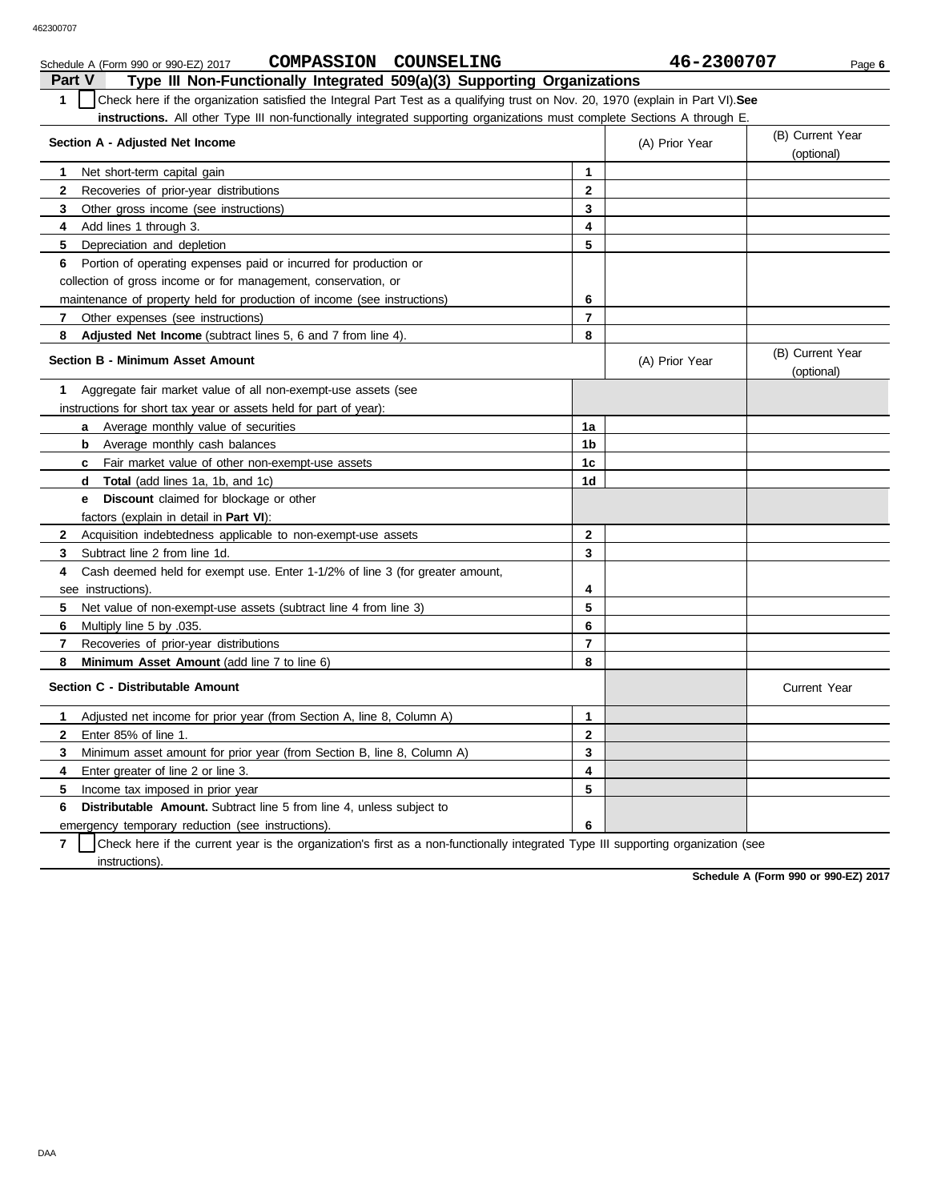Schedule A (Form 990 or 990-EZ) 2017 **COMPASSION COUNSELING** **46-2300707**

## Part V Type III Non-Functionally Integrated 509(a)(3) Supporting Organizations

**1** ☐ Check here if the organization satisfied the Integral Part Test as a qualifying trust on Nov. 20, 1970 (explain in Part VI). **See instructions.** All other Type III non-functionally integrated supporting organizations must complete Sections A through E.

| Section A - Adjusted Net Income | | (A) Prior Year | (B) Current Year (optional) |
|---|---|---|---|
| **1** Net short-term capital gain | 1 | | |
| **2** Recoveries of prior-year distributions | 2 | | |
| **3** Other gross income (see instructions) | 3 | | |
| **4** Add lines 1 through 3. | 4 | | |
| **5** Depreciation and depletion | 5 | | |
| **6** Portion of operating expenses paid or incurred for production or collection of gross income or for management, conservation, or maintenance of property held for production of income (see instructions) | 6 | | |
| **7** Other expenses (see instructions) | 7 | | |
| **8** **Adjusted Net Income** (subtract lines 5, 6 and 7 from line 4). | 8 | | |

| Section B - Minimum Asset Amount | | (A) Prior Year | (B) Current Year (optional) |
|---|---|---|---|
| **1** Aggregate fair market value of all non-exempt-use assets (see instructions for short tax year or assets held for part of year): | | | |
| **a** Average monthly value of securities | 1a | | |
| **b** Average monthly cash balances | 1b | | |
| **c** Fair market value of other non-exempt-use assets | 1c | | |
| **d** **Total** (add lines 1a, 1b, and 1c) | 1d | | |
| **e** **Discount** claimed for blockage or other factors (explain in detail in **Part VI**): | | | |
| **2** Acquisition indebtedness applicable to non-exempt-use assets | 2 | | |
| **3** Subtract line 2 from line 1d. | 3 | | |
| **4** Cash deemed held for exempt use. Enter 1-1/2% of line 3 (for greater amount, see instructions). | 4 | | |
| **5** Net value of non-exempt-use assets (subtract line 4 from line 3) | 5 | | |
| **6** Multiply line 5 by .035. | 6 | | |
| **7** Recoveries of prior-year distributions | 7 | | |
| **8** **Minimum Asset Amount** (add line 7 to line 6) | 8 | | |

| Section C - Distributable Amount | | | Current Year |
|---|---|---|---|
| **1** Adjusted net income for prior year (from Section A, line 8, Column A) | 1 | | |
| **2** Enter 85% of line 1. | 2 | | |
| **3** Minimum asset amount for prior year (from Section B, line 8, Column A) | 3 | | |
| **4** Enter greater of line 2 or line 3. | 4 | | |
| **5** Income tax imposed in prior year | 5 | | |
| **6** **Distributable Amount.** Subtract line 5 from line 4, unless subject to emergency temporary reduction (see instructions). | 6 | | |

**7** ☐ Check here if the current year is the organization's first as a non-functionally integrated Type III supporting organization (see instructions).

**Schedule A (Form 990 or 990-EZ) 2017**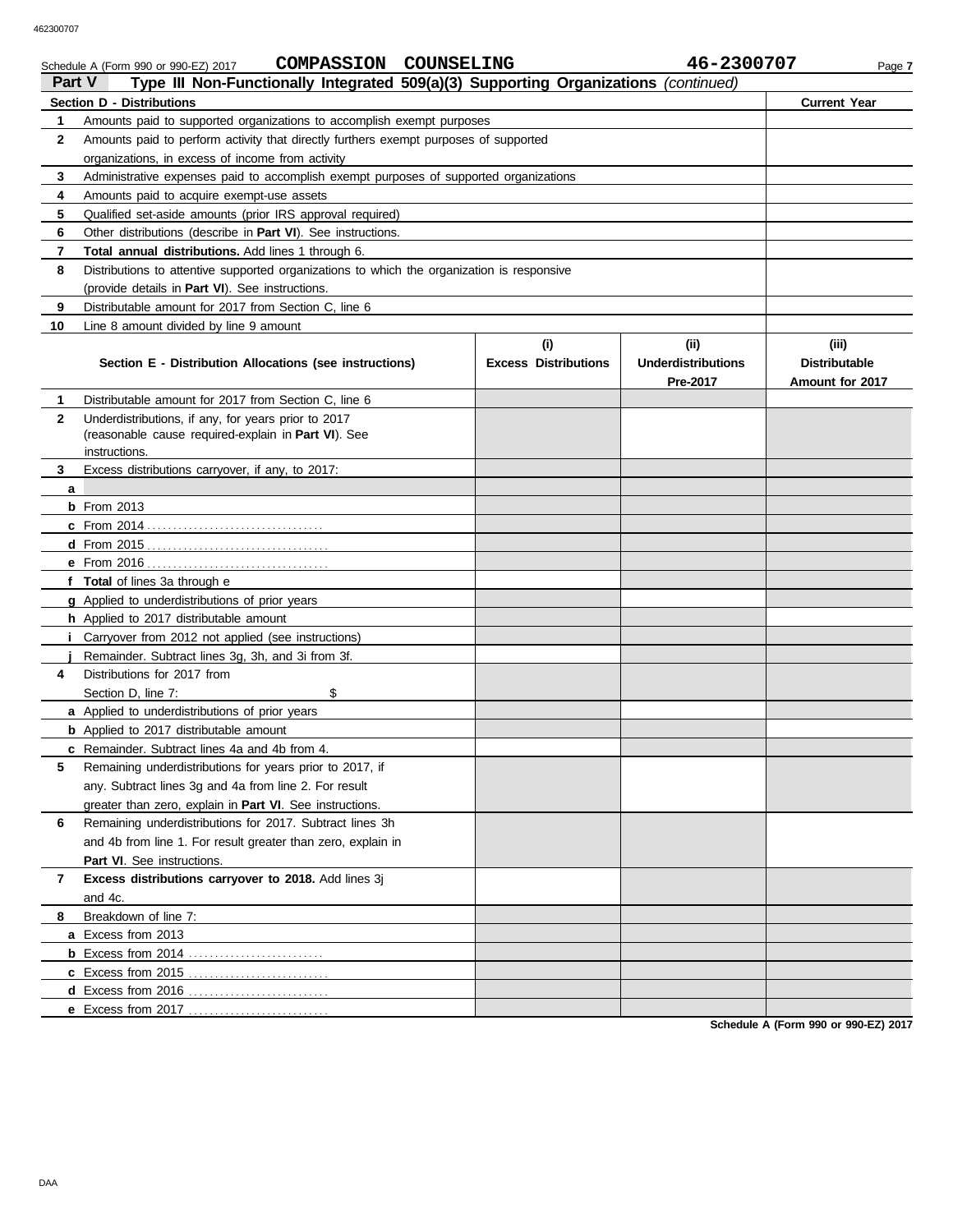Schedule A (Form 990 or 990-EZ) 2017 **COMPASSION COUNSELING** **46-2300707**

## Part V Type III Non-Functionally Integrated 509(a)(3) Supporting Organizations *(continued)*

| Section D - Distributions | | Current Year |
|---|---|---|
| 1 | Amounts paid to supported organizations to accomplish exempt purposes | |
| 2 | Amounts paid to perform activity that directly furthers exempt purposes of supported organizations, in excess of income from activity | |
| 3 | Administrative expenses paid to accomplish exempt purposes of supported organizations | |
| 4 | Amounts paid to acquire exempt-use assets | |
| 5 | Qualified set-aside amounts (prior IRS approval required) | |
| 6 | Other distributions (describe in **Part VI**). See instructions. | |
| 7 | **Total annual distributions.** Add lines 1 through 6. | |
| 8 | Distributions to attentive supported organizations to which the organization is responsive (provide details in **Part VI**). See instructions. | |
| 9 | Distributable amount for 2017 from Section C, line 6 | |
| 10 | Line 8 amount divided by line 9 amount | |

| | Section E - Distribution Allocations (see instructions) | (i) Excess Distributions | (ii) Underdistributions Pre-2017 | (iii) Distributable Amount for 2017 |
|---|---|---|---|---|
| 1 | Distributable amount for 2017 from Section C, line 6 | | | |
| 2 | Underdistributions, if any, for years prior to 2017 (reasonable cause required-explain in **Part VI**). See instructions. | | | |
| 3 | Excess distributions carryover, if any, to 2017: | | | |
| a | | | | |
| b | From 2013 | | | |
| c | From 2014 | | | |
| d | From 2015 | | | |
| e | From 2016 | | | |
| f | **Total** of lines 3a through e | | | |
| g | Applied to underdistributions of prior years | | | |
| h | Applied to 2017 distributable amount | | | |
| i | Carryover from 2012 not applied (see instructions) | | | |
| j | Remainder. Subtract lines 3g, 3h, and 3i from 3f. | | | |
| 4 | Distributions for 2017 from Section D, line 7: $ | | | |
| a | Applied to underdistributions of prior years | | | |
| b | Applied to 2017 distributable amount | | | |
| c | Remainder. Subtract lines 4a and 4b from 4. | | | |
| 5 | Remaining underdistributions for years prior to 2017, if any. Subtract lines 3g and 4a from line 2. For result greater than zero, explain in **Part VI**. See instructions. | | | |
| 6 | Remaining underdistributions for 2017. Subtract lines 3h and 4b from line 1. For result greater than zero, explain in **Part VI**. See instructions. | | | |
| 7 | **Excess distributions carryover to 2018.** Add lines 3j and 4c. | | | |
| 8 | Breakdown of line 7: | | | |
| a | Excess from 2013 | | | |
| b | Excess from 2014 | | | |
| c | Excess from 2015 | | | |
| d | Excess from 2016 | | | |
| e | Excess from 2017 | | | |

**Schedule A (Form 990 or 990-EZ) 2017**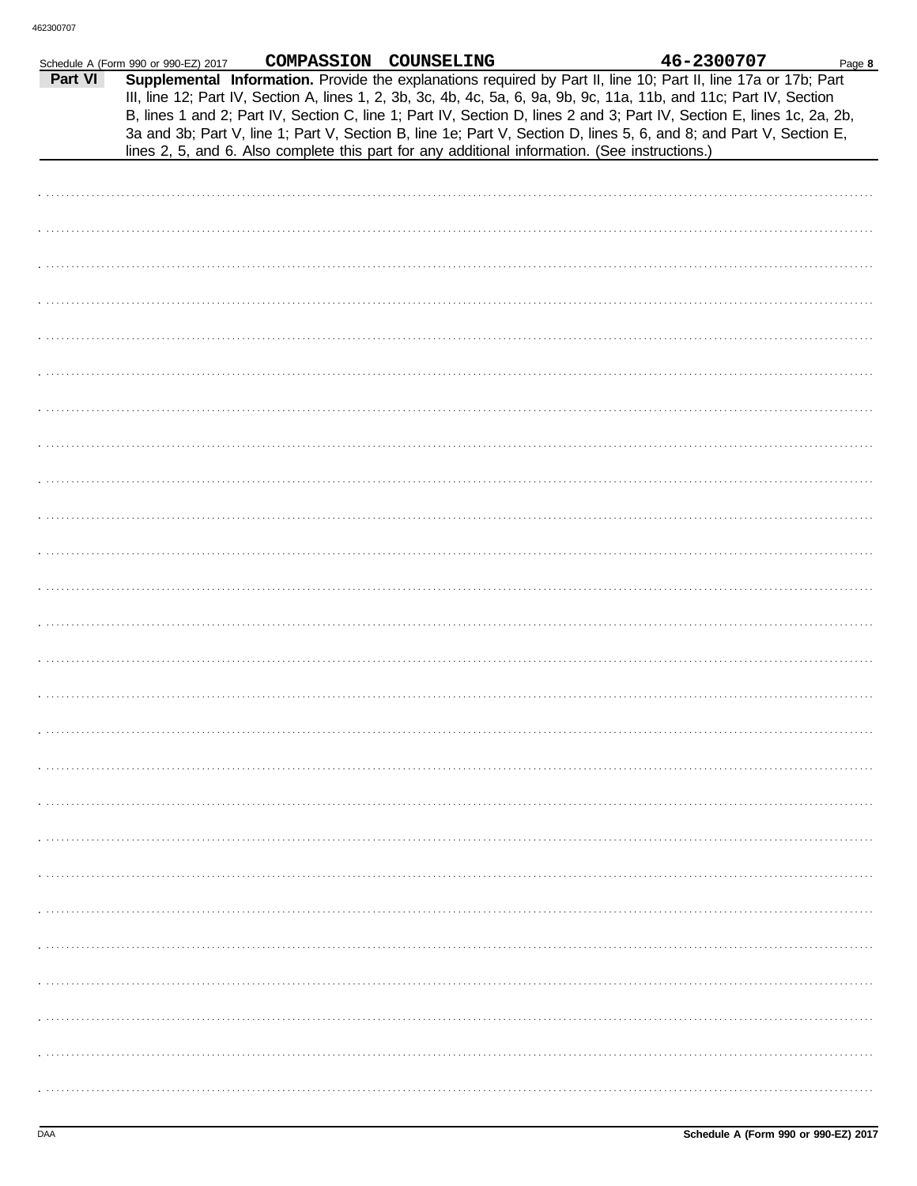462300707

Schedule A (Form 990 or 990-EZ) 2017 **COMPASSION COUNSELING** **46-2300707** Page **8**

**Part VI** **Supplemental Information.** Provide the explanations required by Part II, line 10; Part II, line 17a or 17b; Part III, line 12; Part IV, Section A, lines 1, 2, 3b, 3c, 4b, 4c, 5a, 6, 9a, 9b, 9c, 11a, 11b, and 11c; Part IV, Section B, lines 1 and 2; Part IV, Section C, line 1; Part IV, Section D, lines 2 and 3; Part IV, Section E, lines 1c, 2a, 2b, 3a and 3b; Part V, line 1; Part V, Section B, line 1e; Part V, Section D, lines 5, 6, and 8; and Part V, Section E, lines 2, 5, and 6. Also complete this part for any additional information. (See instructions.)

DAA **Schedule A (Form 990 or 990-EZ) 2017**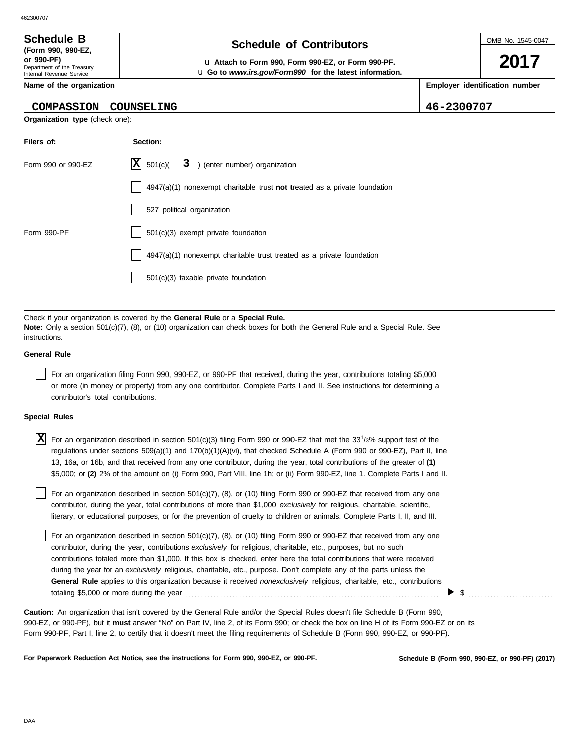462300707

**Schedule B**
**(Form 990, 990-EZ, or 990-PF)**
Department of the Treasury
Internal Revenue Service

# Schedule of Contributors

u **Attach to Form 990, Form 990-EZ, or Form 990-PF.**
u **Go to *www.irs.gov/Form990* for the latest information.**

OMB No. 1545-0047

**2017**

**Name of the organization**

COMPASSION COUNSELING

**Employer identification number**

46-2300707

**Organization type** (check one):

| **Filers of:** | **Section:** |
|---|---|
| Form 990 or 990-EZ | [X] 501(c)( 3 ) (enter number) organization |
| | [ ] 4947(a)(1) nonexempt charitable trust **not** treated as a private foundation |
| | [ ] 527 political organization |
| Form 990-PF | [ ] 501(c)(3) exempt private foundation |
| | [ ] 4947(a)(1) nonexempt charitable trust treated as a private foundation |
| | [ ] 501(c)(3) taxable private foundation |

Check if your organization is covered by the **General Rule** or a **Special Rule.**
**Note:** Only a section 501(c)(7), (8), or (10) organization can check boxes for both the General Rule and a Special Rule. See instructions.

**General Rule**

[ ] For an organization filing Form 990, 990-EZ, or 990-PF that received, during the year, contributions totaling $5,000 or more (in money or property) from any one contributor. Complete Parts I and II. See instructions for determining a contributor's total contributions.

**Special Rules**

[X] For an organization described in section 501(c)(3) filing Form 990 or 990-EZ that met the $33^1/_3$% support test of the regulations under sections 509(a)(1) and 170(b)(1)(A)(vi), that checked Schedule A (Form 990 or 990-EZ), Part II, line 13, 16a, or 16b, and that received from any one contributor, during the year, total contributions of the greater of **(1)** $5,000; or **(2)** 2% of the amount on (i) Form 990, Part VIII, line 1h; or (ii) Form 990-EZ, line 1. Complete Parts I and II.

[ ] For an organization described in section 501(c)(7), (8), or (10) filing Form 990 or 990-EZ that received from any one contributor, during the year, total contributions of more than $1,000 *exclusively* for religious, charitable, scientific, literary, or educational purposes, or for the prevention of cruelty to children or animals. Complete Parts I, II, and III.

[ ] For an organization described in section 501(c)(7), (8), or (10) filing Form 990 or 990-EZ that received from any one contributor, during the year, contributions *exclusively* for religious, charitable, etc., purposes, but no such contributions totaled more than $1,000. If this box is checked, enter here the total contributions that were received during the year for an *exclusively* religious, charitable, etc., purpose. Don't complete any of the parts unless the **General Rule** applies to this organization because it received *nonexclusively* religious, charitable, etc., contributions totaling $5,000 or more during the year . . . . . . . . . . ▶ $ . . . . . . . . . .

**Caution:** An organization that isn't covered by the General Rule and/or the Special Rules doesn't file Schedule B (Form 990, 990-EZ, or 990-PF), but it **must** answer "No" on Part IV, line 2, of its Form 990; or check the box on line H of its Form 990-EZ or on its Form 990-PF, Part I, line 2, to certify that it doesn't meet the filing requirements of Schedule B (Form 990, 990-EZ, or 990-PF).

**For Paperwork Reduction Act Notice, see the instructions for Form 990, 990-EZ, or 990-PF.** **Schedule B (Form 990, 990-EZ, or 990-PF) (2017)**

DAA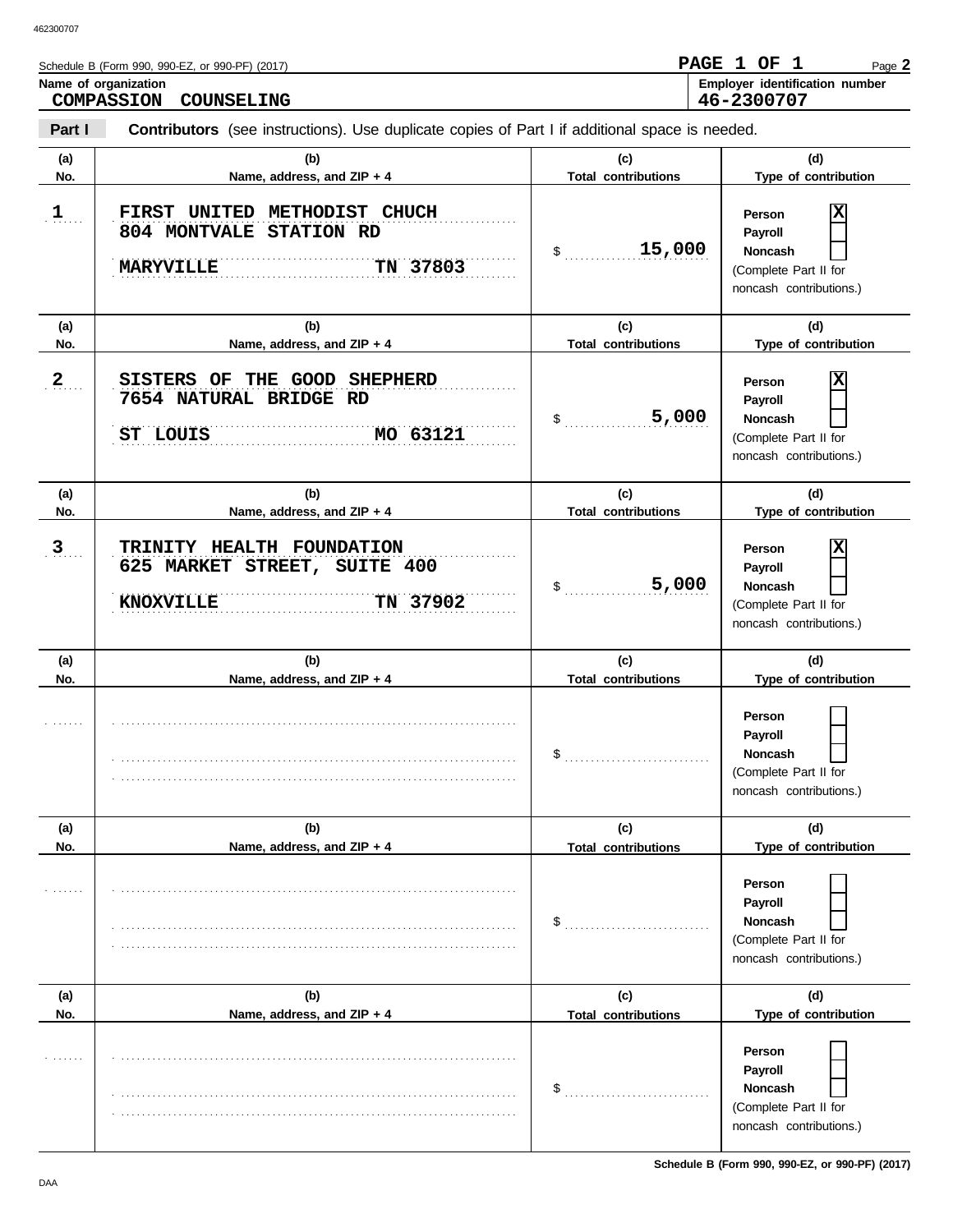Schedule B (Form 990, 990-EZ, or 990-PF) (2017)

**PAGE 1 OF 1**

**Name of organization**
**COMPASSION COUNSELING**

**Employer identification number**
**46-2300707**

**Part I** **Contributors** (see instructions). Use duplicate copies of Part I if additional space is needed.

| (a) No. | (b) Name, address, and ZIP + 4 | (c) Total contributions | (d) Type of contribution |
|---|---|---|---|
| 1 | FIRST UNITED METHODIST CHUCH<br>804 MONTVALE STATION RD<br>MARYVILLE TN 37803 | $ 15,000 | Person [X]<br>Payroll [ ]<br>Noncash [ ]<br>(Complete Part II for noncash contributions.) |
| 2 | SISTERS OF THE GOOD SHEPHERD<br>7654 NATURAL BRIDGE RD<br>ST LOUIS MO 63121 | $ 5,000 | Person [X]<br>Payroll [ ]<br>Noncash [ ]<br>(Complete Part II for noncash contributions.) |
| 3 | TRINITY HEALTH FOUNDATION<br>625 MARKET STREET, SUITE 400<br>KNOXVILLE TN 37902 | $ 5,000 | Person [X]<br>Payroll [ ]<br>Noncash [ ]<br>(Complete Part II for noncash contributions.) |
| | | $ | Person [ ]<br>Payroll [ ]<br>Noncash [ ]<br>(Complete Part II for noncash contributions.) |
| | | $ | Person [ ]<br>Payroll [ ]<br>Noncash [ ]<br>(Complete Part II for noncash contributions.) |
| | | $ | Person [ ]<br>Payroll [ ]<br>Noncash [ ]<br>(Complete Part II for noncash contributions.) |

**Schedule B (Form 990, 990-EZ, or 990-PF) (2017)**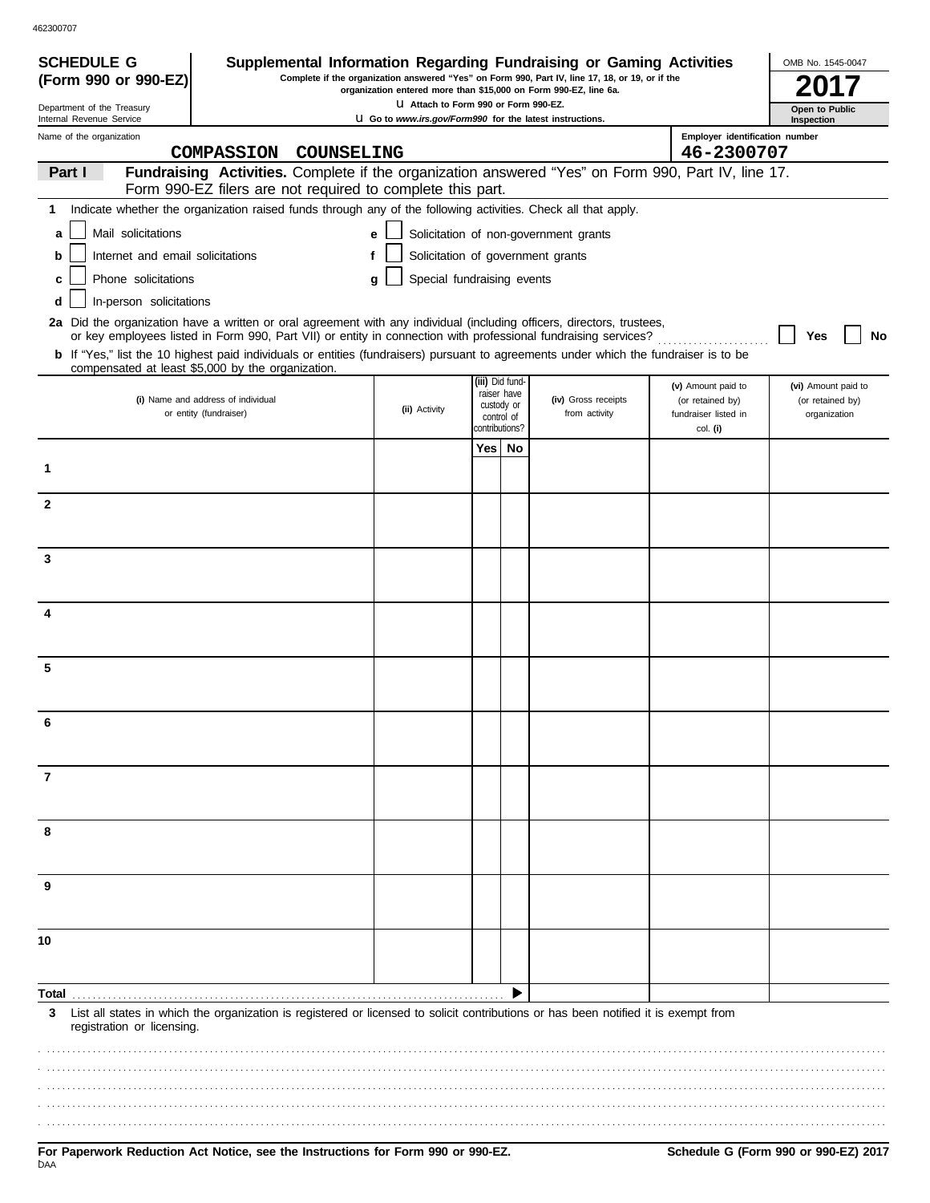462300707

**SCHEDULE G (Form 990 or 990-EZ)**

Department of the Treasury
Internal Revenue Service

# Supplemental Information Regarding Fundraising or Gaming Activities

**Complete if the organization answered "Yes" on Form 990, Part IV, line 17, 18, or 19, or if the organization entered more than $15,000 on Form 990-EZ, line 6a.**

u Attach to Form 990 or Form 990-EZ.

u Go to *www.irs.gov/Form990* for the latest instructions.

OMB No. 1545-0047

**2017**

**Open to Public Inspection**

Name of the organization: COMPASSION COUNSELING

Employer identification number: 46-2300707

**Part I** **Fundraising Activities.** Complete if the organization answered "Yes" on Form 990, Part IV, line 17. Form 990-EZ filers are not required to complete this part.

**1** Indicate whether the organization raised funds through any of the following activities. Check all that apply.

- **a** ☐ Mail solicitations
- **b** ☐ Internet and email solicitations
- **c** ☐ Phone solicitations
- **d** ☐ In-person solicitations
- **e** ☐ Solicitation of non-government grants
- **f** ☐ Solicitation of government grants
- **g** ☐ Special fundraising events

**2a** Did the organization have a written or oral agreement with any individual (including officers, directors, trustees, or key employees listed in Form 990, Part VII) or entity in connection with professional fundraising services? ☐ Yes ☐ No

**b** If "Yes," list the 10 highest paid individuals or entities (fundraisers) pursuant to agreements under which the fundraiser is to be compensated at least $5,000 by the organization.

| | (i) Name and address of individual or entity (fundraiser) | (ii) Activity | (iii) Did fundraiser have custody or control of contributions? Yes | No | (iv) Gross receipts from activity | (v) Amount paid to (or retained by) fundraiser listed in col. (i) | (vi) Amount paid to (or retained by) organization |
|---|---|---|---|---|---|---|---|
| 1 | | | | | | | |
| 2 | | | | | | | |
| 3 | | | | | | | |
| 4 | | | | | | | |
| 5 | | | | | | | |
| 6 | | | | | | | |
| 7 | | | | | | | |
| 8 | | | | | | | |
| 9 | | | | | | | |
| 10 | | | | | | | |
| **Total** | | | | ▶ | | | |

**3** List all states in which the organization is registered or licensed to solicit contributions or has been notified it is exempt from registration or licensing.

**For Paperwork Reduction Act Notice, see the Instructions for Form 990 or 990-EZ.** **Schedule G (Form 990 or 990-EZ) 2017**

DAA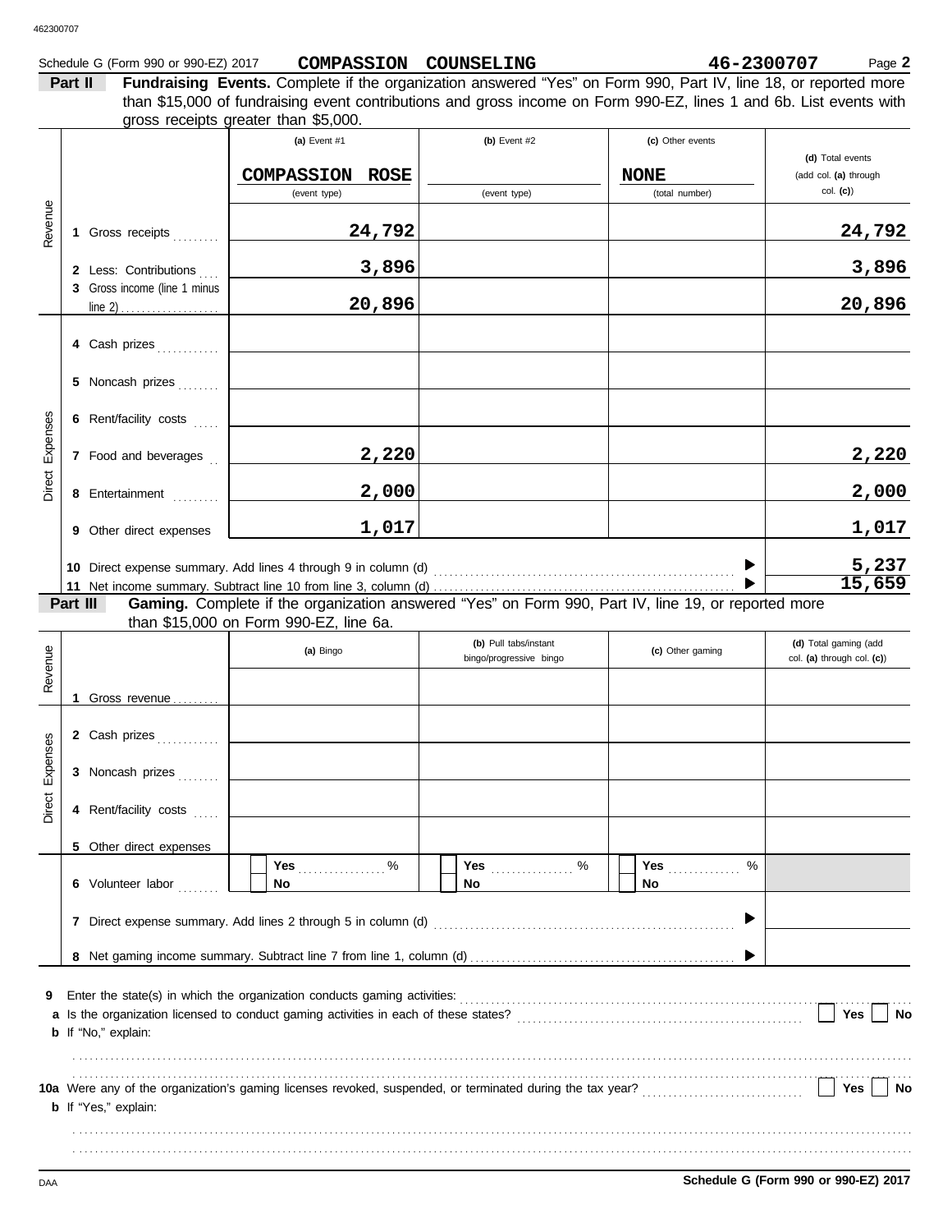Schedule G (Form 990 or 990-EZ) 2017 **COMPASSION COUNSELING** **46-2300707**

**Part II** **Fundraising Events.** Complete if the organization answered "Yes" on Form 990, Part IV, line 18, or reported more than $15,000 of fundraising event contributions and gross income on Form 990-EZ, lines 1 and 6b. List events with gross receipts greater than $5,000.

| | | (a) Event #1 | (b) Event #2 | (c) Other events | (d) Total events (add col. (a) through col. (c)) |
|---|---|---|---|---|---|
| | | COMPASSION ROSE (event type) | (event type) | NONE (total number) | |
| Revenue | 1 Gross receipts | 24,792 | | | 24,792 |
| | 2 Less: Contributions | 3,896 | | | 3,896 |
| | 3 Gross income (line 1 minus line 2) | 20,896 | | | 20,896 |
| Direct Expenses | 4 Cash prizes | | | | |
| | 5 Noncash prizes | | | | |
| | 6 Rent/facility costs | | | | |
| | 7 Food and beverages | 2,220 | | | 2,220 |
| | 8 Entertainment | 2,000 | | | 2,000 |
| | 9 Other direct expenses | 1,017 | | | 1,017 |
| | 10 Direct expense summary. Add lines 4 through 9 in column (d) | | | | 5,237 |
| | 11 Net income summary. Subtract line 10 from line 3, column (d) | | | | 15,659 |

**Part III** **Gaming.** Complete if the organization answered "Yes" on Form 990, Part IV, line 19, or reported more than $15,000 on Form 990-EZ, line 6a.

| | | (a) Bingo | (b) Pull tabs/instant bingo/progressive bingo | (c) Other gaming | (d) Total gaming (add col. (a) through col. (c)) |
|---|---|---|---|---|---|
| Revenue | 1 Gross revenue | | | | |
| Direct Expenses | 2 Cash prizes | | | | |
| | 3 Noncash prizes | | | | |
| | 4 Rent/facility costs | | | | |
| | 5 Other direct expenses | | | | |
| | 6 Volunteer labor | Yes ___ % / No | Yes ___ % / No | Yes ___ % / No | |
| | 7 Direct expense summary. Add lines 2 through 5 in column (d) | | | | |
| | 8 Net gaming income summary. Subtract line 7 from line 1, column (d) | | | | |

9 Enter the state(s) in which the organization conducts gaming activities:

a Is the organization licensed to conduct gaming activities in each of these states? Yes No

b If "No," explain:

10a Were any of the organization's gaming licenses revoked, suspended, or terminated during the tax year? Yes No

b If "Yes," explain:

Schedule G (Form 990 or 990-EZ) 2017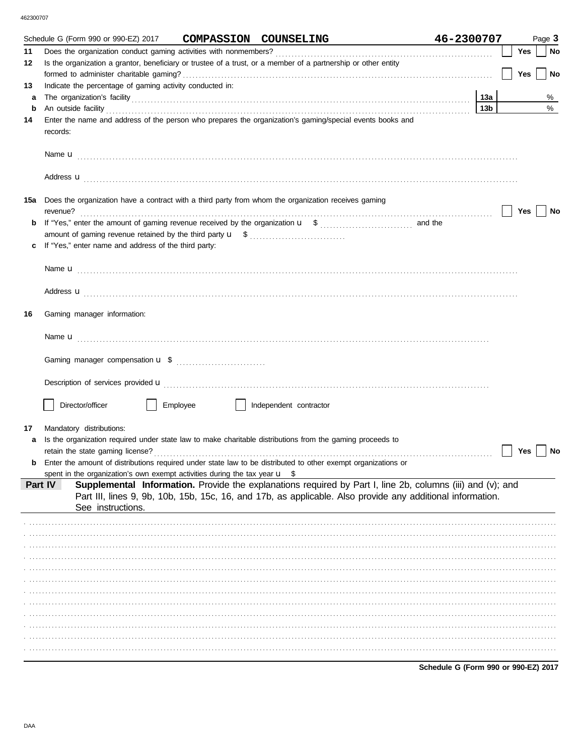Schedule G (Form 990 or 990-EZ) 2017 **COMPASSION COUNSELING** **46-2300707**

**11** Does the organization conduct gaming activities with nonmembers? ☐ **Yes** ☐ **No**

**12** Is the organization a grantor, beneficiary or trustee of a trust, or a member of a partnership or other entity formed to administer charitable gaming? ☐ **Yes** ☐ **No**

**13** Indicate the percentage of gaming activity conducted in:

**a** The organization's facility **13a** %

**b** An outside facility **13b** %

**14** Enter the name and address of the person who prepares the organization's gaming/special events books and records:

Name u

Address u

**15a** Does the organization have a contract with a third party from whom the organization receives gaming revenue? ☐ **Yes** ☐ **No**

**b** If "Yes," enter the amount of gaming revenue received by the organization u $ and the amount of gaming revenue retained by the third party u $

**c** If "Yes," enter name and address of the third party:

Name u

Address u

**16** Gaming manager information:

Name u

Gaming manager compensation u $

Description of services provided u

☐ Director/officer ☐ Employee ☐ Independent contractor

**17** Mandatory distributions:

**a** Is the organization required under state law to make charitable distributions from the gaming proceeds to retain the state gaming license? ☐ **Yes** ☐ **No**

**b** Enter the amount of distributions required under state law to be distributed to other exempt organizations or spent in the organization's own exempt activities during the tax year u $

**Part IV** **Supplemental Information.** Provide the explanations required by Part I, line 2b, columns (iii) and (v); and Part III, lines 9, 9b, 10b, 15b, 15c, 16, and 17b, as applicable. Also provide any additional information. See instructions.

**Schedule G (Form 990 or 990-EZ) 2017**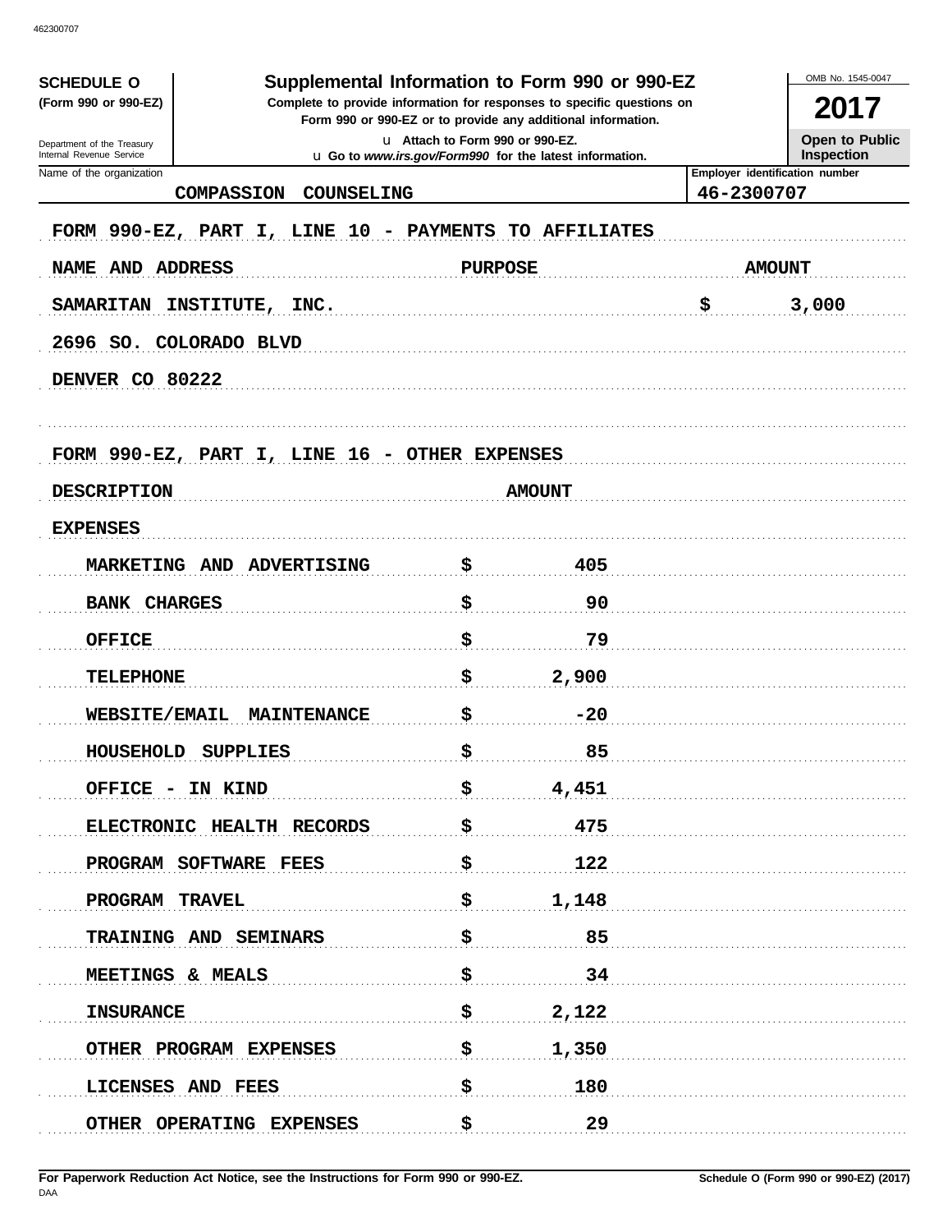**SCHEDULE O** (Form 990 or 990-EZ)

Department of the Treasury
Internal Revenue Service

# Supplemental Information to Form 990 or 990-EZ

**Complete to provide information for responses to specific questions on Form 990 or 990-EZ or to provide any additional information.**

u Attach to Form 990 or 990-EZ.

u Go to *www.irs.gov/Form990* for the latest information.

OMB No. 1545-0047

**2017**

**Open to Public Inspection**

Name of the organization: COMPASSION COUNSELING

Employer identification number: 46-2300707

FORM 990-EZ, PART I, LINE 10 - PAYMENTS TO AFFILIATES

| NAME AND ADDRESS | PURPOSE | AMOUNT |
|---|---|---|
| SAMARITAN INSTITUTE, INC. | | $ 3,000 |
| 2696 SO. COLORADO BLVD | | |
| DENVER CO 80222 | | |

FORM 990-EZ, PART I, LINE 16 - OTHER EXPENSES

| DESCRIPTION | AMOUNT |
|---|---|
| EXPENSES | |
| MARKETING AND ADVERTISING | $ 405 |
| BANK CHARGES | $ 90 |
| OFFICE | $ 79 |
| TELEPHONE | $ 2,900 |
| WEBSITE/EMAIL MAINTENANCE | $ -20 |
| HOUSEHOLD SUPPLIES | $ 85 |
| OFFICE - IN KIND | $ 4,451 |
| ELECTRONIC HEALTH RECORDS | $ 475 |
| PROGRAM SOFTWARE FEES | $ 122 |
| PROGRAM TRAVEL | $ 1,148 |
| TRAINING AND SEMINARS | $ 85 |
| MEETINGS & MEALS | $ 34 |
| INSURANCE | $ 2,122 |
| OTHER PROGRAM EXPENSES | $ 1,350 |
| LICENSES AND FEES | $ 180 |
| OTHER OPERATING EXPENSES | $ 29 |

**For Paperwork Reduction Act Notice, see the Instructions for Form 990 or 990-EZ.**

DAA

**Schedule O (Form 990 or 990-EZ) (2017)**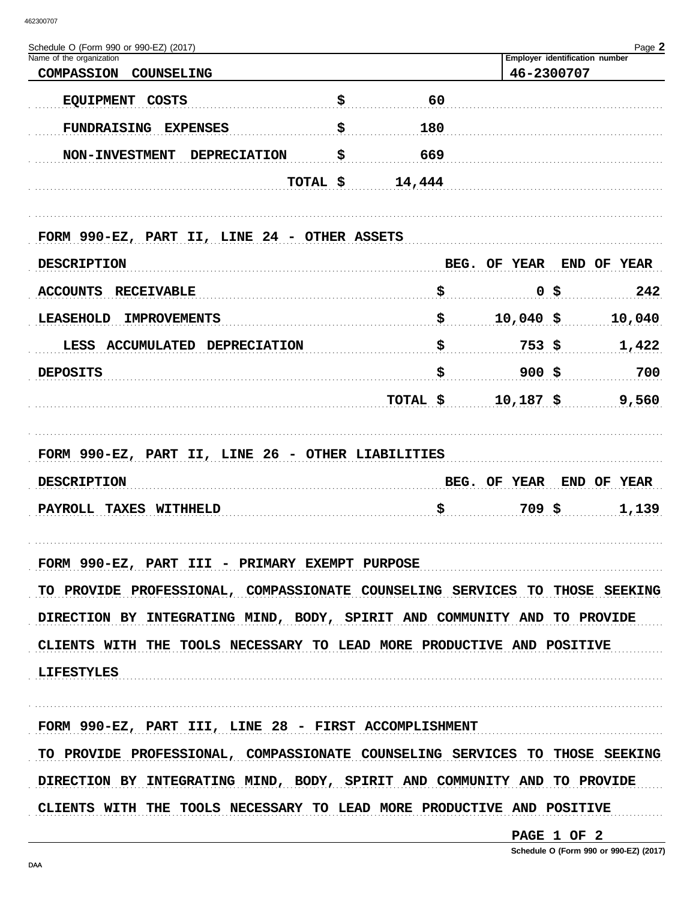Schedule O (Form 990 or 990-EZ) (2017)

Name of the organization: COMPASSION COUNSELING

Employer identification number: 46-2300707

| | | |
|---|---|---|
| EQUIPMENT COSTS | $ | 60 |
| FUNDRAISING EXPENSES | $ | 180 |
| NON-INVESTMENT DEPRECIATION | $ | 669 |
| TOTAL | $ | 14,444 |

FORM 990-EZ, PART II, LINE 24 - OTHER ASSETS

| DESCRIPTION | BEG. OF YEAR | END OF YEAR |
|---|---|---|
| ACCOUNTS RECEIVABLE | $ 0 | $ 242 |
| LEASEHOLD IMPROVEMENTS | $ 10,040 | $ 10,040 |
| LESS ACCUMULATED DEPRECIATION | $ 753 | $ 1,422 |
| DEPOSITS | $ 900 | $ 700 |
| TOTAL | $ 10,187 | $ 9,560 |

FORM 990-EZ, PART II, LINE 26 - OTHER LIABILITIES

| DESCRIPTION | BEG. OF YEAR | END OF YEAR |
|---|---|---|
| PAYROLL TAXES WITHHELD | $ 709 | $ 1,139 |

FORM 990-EZ, PART III - PRIMARY EXEMPT PURPOSE

TO PROVIDE PROFESSIONAL, COMPASSIONATE COUNSELING SERVICES TO THOSE SEEKING DIRECTION BY INTEGRATING MIND, BODY, SPIRIT AND COMMUNITY AND TO PROVIDE CLIENTS WITH THE TOOLS NECESSARY TO LEAD MORE PRODUCTIVE AND POSITIVE LIFESTYLES

FORM 990-EZ, PART III, LINE 28 - FIRST ACCOMPLISHMENT

TO PROVIDE PROFESSIONAL, COMPASSIONATE COUNSELING SERVICES TO THOSE SEEKING DIRECTION BY INTEGRATING MIND, BODY, SPIRIT AND COMMUNITY AND TO PROVIDE CLIENTS WITH THE TOOLS NECESSARY TO LEAD MORE PRODUCTIVE AND POSITIVE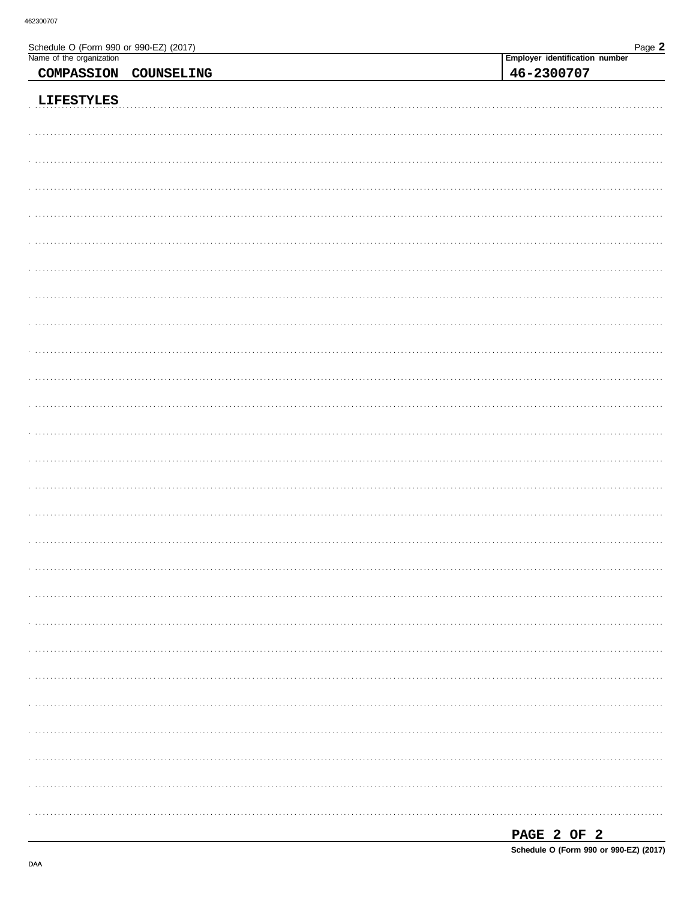Schedule O (Form 990 or 990-EZ) (2017) Page **2**

| Name of the organization | Employer identification number |
|---|---|
| COMPASSION COUNSELING | 46-2300707 |

LIFESTYLES

PAGE 2 OF 2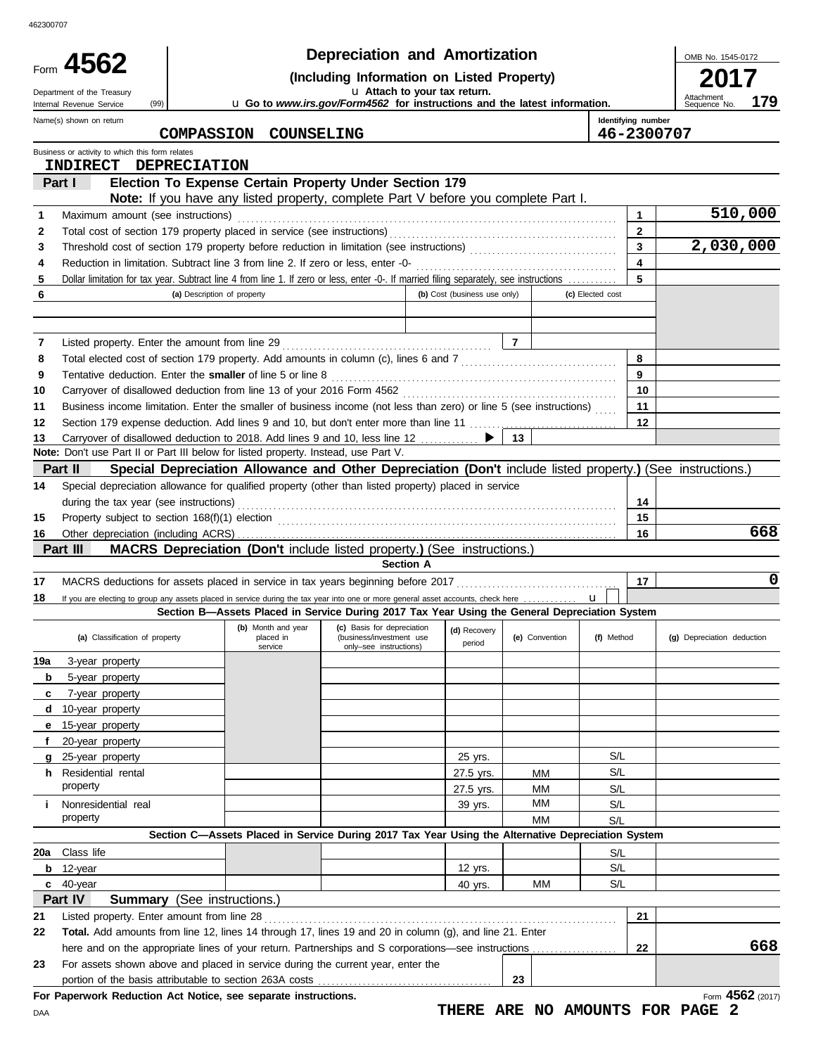462300707

Form **4562**

Department of the Treasury
Internal Revenue Service (99)

# Depreciation and Amortization

**(Including Information on Listed Property)**

u Attach to your tax return.

u Go to *www.irs.gov/Form4562* for instructions and the latest information.

OMB No. 1545-0172

**2017**

Attachment Sequence No. **179**

| Name(s) shown on return | Identifying number |
|---|---|
| COMPASSION COUNSELING | 46-2300707 |

Business or activity to which this form relates

INDIRECT DEPRECIATION

## Part I Election To Expense Certain Property Under Section 179

**Note:** If you have any listed property, complete Part V before you complete Part I.

| | | | |
|---|---|---|---|
| 1 | Maximum amount (see instructions) | 1 | 510,000 |
| 2 | Total cost of section 179 property placed in service (see instructions) | 2 | |
| 3 | Threshold cost of section 179 property before reduction in limitation (see instructions) | 3 | 2,030,000 |
| 4 | Reduction in limitation. Subtract line 3 from line 2. If zero or less, enter -0- | 4 | |
| 5 | Dollar limitation for tax year. Subtract line 4 from line 1. If zero or less, enter -0-. If married filing separately, see instructions | 5 | |

| 6 | (a) Description of property | (b) Cost (business use only) | (c) Elected cost |
|---|---|---|---|
| | | | |
| | | | |

| | | | |
|---|---|---|---|
| 7 | Listed property. Enter the amount from line 29 | 7 | |
| 8 | Total elected cost of section 179 property. Add amounts in column (c), lines 6 and 7 | 8 | |
| 9 | Tentative deduction. Enter the **smaller** of line 5 or line 8 | 9 | |
| 10 | Carryover of disallowed deduction from line 13 of your 2016 Form 4562 | 10 | |
| 11 | Business income limitation. Enter the smaller of business income (not less than zero) or line 5 (see instructions) | 11 | |
| 12 | Section 179 expense deduction. Add lines 9 and 10, but don't enter more than line 11 | 12 | |
| 13 | Carryover of disallowed deduction to 2018. Add lines 9 and 10, less line 12 ▶ | 13 | |

**Note:** Don't use Part II or Part III below for listed property. Instead, use Part V.

## Part II Special Depreciation Allowance and Other Depreciation (Don't include listed property.) (See instructions.)

| | | | |
|---|---|---|---|
| 14 | Special depreciation allowance for qualified property (other than listed property) placed in service during the tax year (see instructions) | 14 | |
| 15 | Property subject to section 168(f)(1) election | 15 | |
| 16 | Other depreciation (including ACRS) | 16 | 668 |

## Part III MACRS Depreciation (Don't include listed property.) (See instructions.)

**Section A**

| | | | |
|---|---|---|---|
| 17 | MACRS deductions for assets placed in service in tax years beginning before 2017 | 17 | 0 |
| 18 | If you are electing to group any assets placed in service during the tax year into one or more general asset accounts, check here u | | |

**Section B—Assets Placed in Service During 2017 Tax Year Using the General Depreciation System**

| (a) Classification of property | (b) Month and year placed in service | (c) Basis for depreciation (business/investment use only–see instructions) | (d) Recovery period | (e) Convention | (f) Method | (g) Depreciation deduction |
|---|---|---|---|---|---|---|
| 19a 3-year property | | | | | | |
| b 5-year property | | | | | | |
| c 7-year property | | | | | | |
| d 10-year property | | | | | | |
| e 15-year property | | | | | | |
| f 20-year property | | | | | | |
| g 25-year property | | | 25 yrs. | | S/L | |
| h Residential rental property | | | 27.5 yrs. | MM | S/L | |
| | | | 27.5 yrs. | MM | S/L | |
| i Nonresidential real property | | | 39 yrs. | MM | S/L | |
| | | | | MM | S/L | |

**Section C—Assets Placed in Service During 2017 Tax Year Using the Alternative Depreciation System**

| | | | | | | |
|---|---|---|---|---|---|---|
| 20a Class life | | | | | S/L | |
| b 12-year | | | 12 yrs. | | S/L | |
| c 40-year | | | 40 yrs. | MM | S/L | |

## Part IV Summary (See instructions.)

| | | | |
|---|---|---|---|
| 21 | Listed property. Enter amount from line 28 | 21 | |
| 22 | **Total.** Add amounts from line 12, lines 14 through 17, lines 19 and 20 in column (g), and line 21. Enter here and on the appropriate lines of your return. Partnerships and S corporations—see instructions | 22 | 668 |
| 23 | For assets shown above and placed in service during the current year, enter the portion of the basis attributable to section 263A costs | 23 | |

**For Paperwork Reduction Act Notice, see separate instructions.**

DAA

Form **4562** (2017)

THERE ARE NO AMOUNTS FOR PAGE 2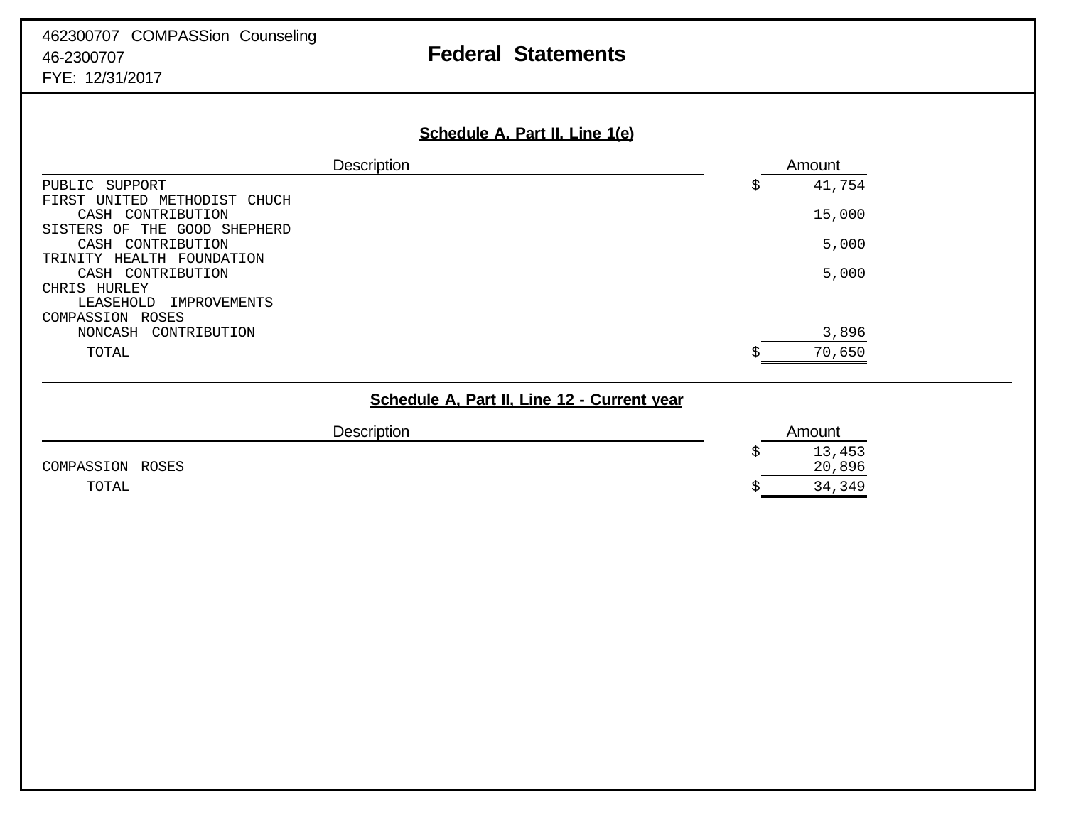462300707 COMPASSion Counseling
46-2300707
FYE: 12/31/2017

# Federal Statements

## Schedule A, Part II, Line 1(e)

| Description | Amount |
|---|---|
| PUBLIC SUPPORT | $ 41,754 |
| FIRST UNITED METHODIST CHUCH | |
| CASH CONTRIBUTION | 15,000 |
| SISTERS OF THE GOOD SHEPHERD | |
| CASH CONTRIBUTION | 5,000 |
| TRINITY HEALTH FOUNDATION | |
| CASH CONTRIBUTION | 5,000 |
| CHRIS HURLEY | |
| LEASEHOLD IMPROVEMENTS | |
| COMPASSION ROSES | |
| NONCASH CONTRIBUTION | 3,896 |
| TOTAL | $ 70,650 |

## Schedule A, Part II, Line 12 - Current year

| Description | Amount |
|---|---|
| | $ 13,453 |
| COMPASSION ROSES | 20,896 |
| TOTAL | $ 34,349 |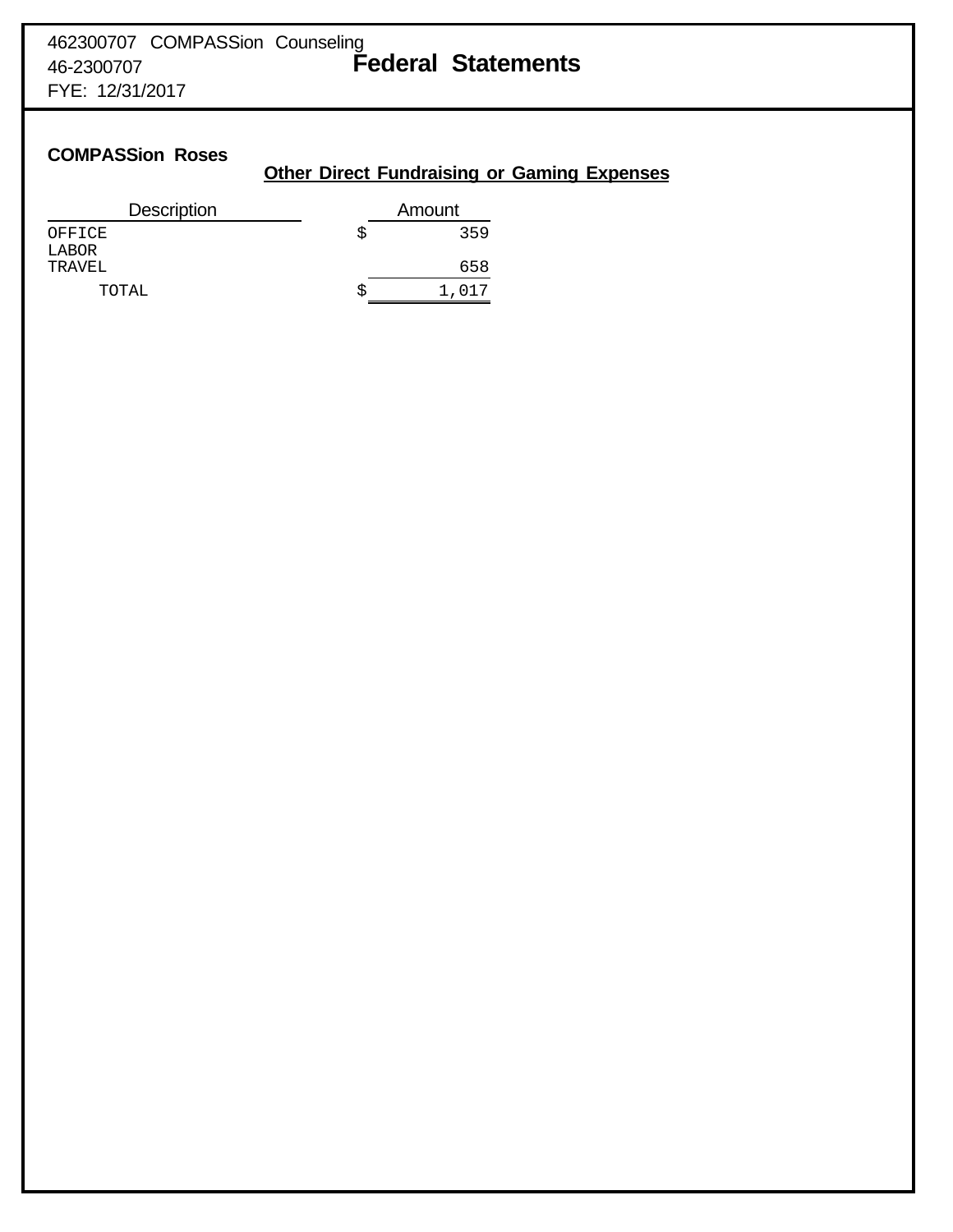462300707 COMPASSion Counseling
46-2300707
FYE: 12/31/2017

# Federal Statements

**COMPASSion Roses**

## Other Direct Fundraising or Gaming Expenses

| Description | Amount |
| --- | --- |
| OFFICE | $ 359 |
| LABOR | |
| TRAVEL | 658 |
| TOTAL | $ 1,017 |